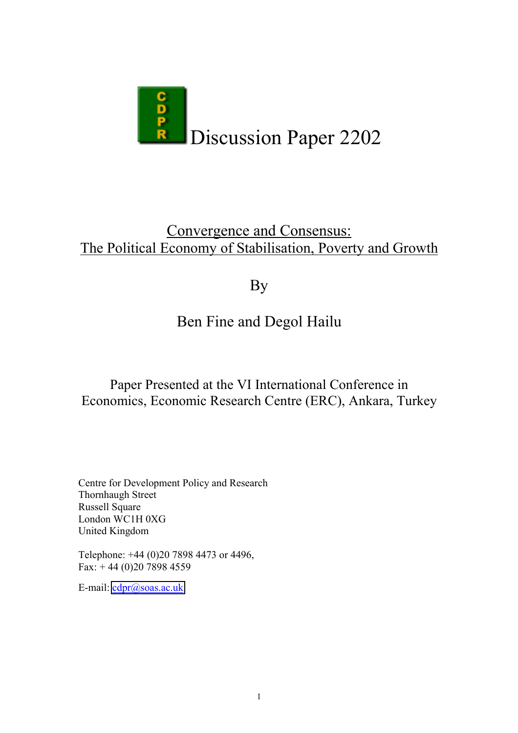# CDPR Discussion Paper 2202

## Convergence and Consensus: The Political Economy of Stabilisation, Poverty and Growth

By

Ben Fine and Degol Hailu

Paper Presented at the VI International Conference in Economics, Economic Research Centre (ERC), Ankara, Turkey

Centre for Development Policy and Research
Thornhaugh Street
Russell Square
London WC1H 0XG
United Kingdom

Telephone: +44 (0)20 7898 4473 or 4496,
Fax: + 44 (0)20 7898 4559

E-mail: cdpr@soas.ac.uk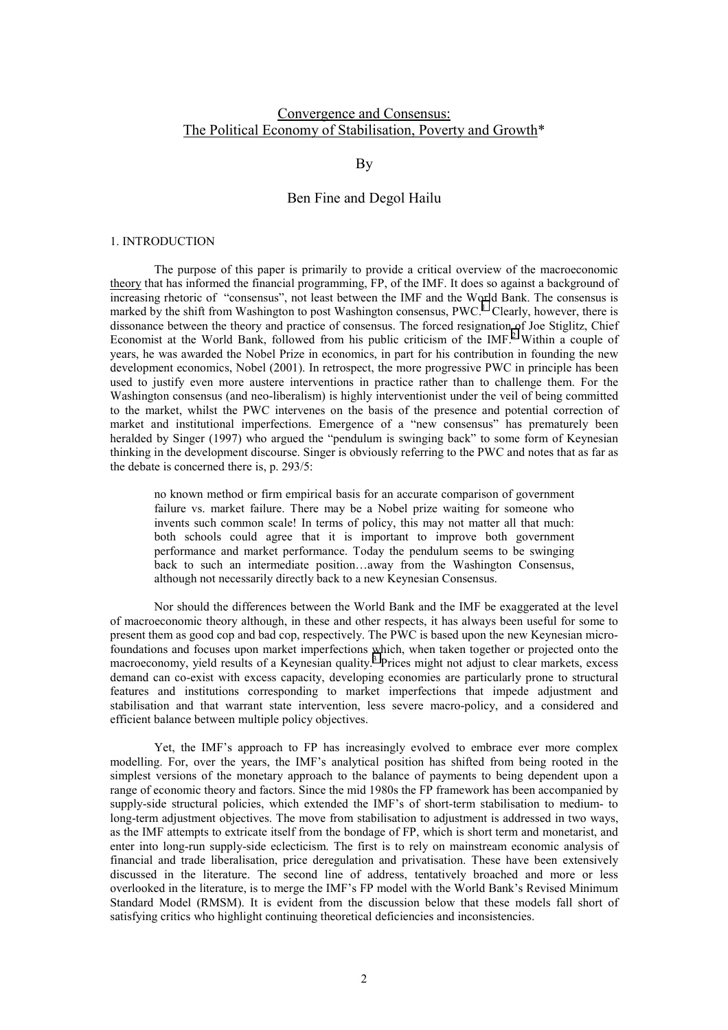Convergence and Consensus:
The Political Economy of Stabilisation, Poverty and Growth*

By

Ben Fine and Degol Hailu

## 1. INTRODUCTION

The purpose of this paper is primarily to provide a critical overview of the macroeconomic theory that has informed the financial programming, FP, of the IMF. It does so against a background of increasing rhetoric of "consensus", not least between the IMF and the World Bank. The consensus is marked by the shift from Washington to post Washington consensus, PWC.[1] Clearly, however, there is dissonance between the theory and practice of consensus. The forced resignation of Joe Stiglitz, Chief Economist at the World Bank, followed from his public criticism of the IMF.[2] Within a couple of years, he was awarded the Nobel Prize in economics, in part for his contribution in founding the new development economics, Nobel (2001). In retrospect, the more progressive PWC in principle has been used to justify even more austere interventions in practice rather than to challenge them. For the Washington consensus (and neo-liberalism) is highly interventionist under the veil of being committed to the market, whilst the PWC intervenes on the basis of the presence and potential correction of market and institutional imperfections. Emergence of a "new consensus" has prematurely been heralded by Singer (1997) who argued the "pendulum is swinging back" to some form of Keynesian thinking in the development discourse. Singer is obviously referring to the PWC and notes that as far as the debate is concerned there is, p. 293/5:

> no known method or firm empirical basis for an accurate comparison of government failure vs. market failure. There may be a Nobel prize waiting for someone who invents such common scale! In terms of policy, this may not matter all that much: both schools could agree that it is important to improve both government performance and market performance. Today the pendulum seems to be swinging back to such an intermediate position…away from the Washington Consensus, although not necessarily directly back to a new Keynesian Consensus.

Nor should the differences between the World Bank and the IMF be exaggerated at the level of macroeconomic theory although, in these and other respects, it has always been useful for some to present them as good cop and bad cop, respectively. The PWC is based upon the new Keynesian micro-foundations and focuses upon market imperfections which, when taken together or projected onto the macroeconomy, yield results of a Keynesian quality.[3] Prices might not adjust to clear markets, excess demand can co-exist with excess capacity, developing economies are particularly prone to structural features and institutions corresponding to market imperfections that impede adjustment and stabilisation and that warrant state intervention, less severe macro-policy, and a considered and efficient balance between multiple policy objectives.

Yet, the IMF's approach to FP has increasingly evolved to embrace ever more complex modelling. For, over the years, the IMF's analytical position has shifted from being rooted in the simplest versions of the monetary approach to the balance of payments to being dependent upon a range of economic theory and factors. Since the mid 1980s the FP framework has been accompanied by supply-side structural policies, which extended the IMF's of short-term stabilisation to medium- to long-term adjustment objectives. The move from stabilisation to adjustment is addressed in two ways, as the IMF attempts to extricate itself from the bondage of FP, which is short term and monetarist, and enter into long-run supply-side eclecticism. The first is to rely on mainstream economic analysis of financial and trade liberalisation, price deregulation and privatisation. These have been extensively discussed in the literature. The second line of address, tentatively broached and more or less overlooked in the literature, is to merge the IMF's FP model with the World Bank's Revised Minimum Standard Model (RMSM). It is evident from the discussion below that these models fall short of satisfying critics who highlight continuing theoretical deficiencies and inconsistencies.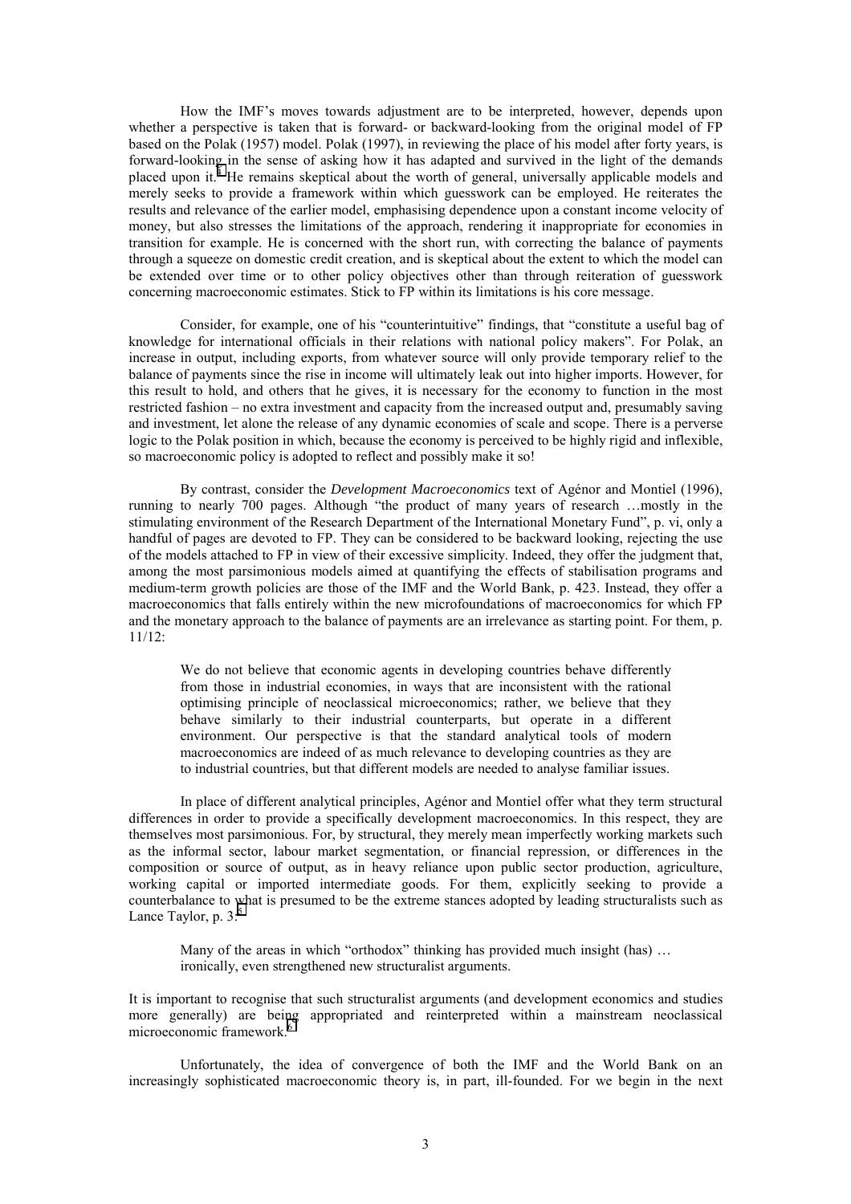How the IMF's moves towards adjustment are to be interpreted, however, depends upon whether a perspective is taken that is forward- or backward-looking from the original model of FP based on the Polak (1957) model. Polak (1997), in reviewing the place of his model after forty years, is forward-looking in the sense of asking how it has adapted and survived in the light of the demands placed upon it.[4] He remains skeptical about the worth of general, universally applicable models and merely seeks to provide a framework within which guesswork can be employed. He reiterates the results and relevance of the earlier model, emphasising dependence upon a constant income velocity of money, but also stresses the limitations of the approach, rendering it inappropriate for economies in transition for example. He is concerned with the short run, with correcting the balance of payments through a squeeze on domestic credit creation, and is skeptical about the extent to which the model can be extended over time or to other policy objectives other than through reiteration of guesswork concerning macroeconomic estimates. Stick to FP within its limitations is his core message.

Consider, for example, one of his "counterintuitive" findings, that "constitute a useful bag of knowledge for international officials in their relations with national policy makers". For Polak, an increase in output, including exports, from whatever source will only provide temporary relief to the balance of payments since the rise in income will ultimately leak out into higher imports. However, for this result to hold, and others that he gives, it is necessary for the economy to function in the most restricted fashion – no extra investment and capacity from the increased output and, presumably saving and investment, let alone the release of any dynamic economies of scale and scope. There is a perverse logic to the Polak position in which, because the economy is perceived to be highly rigid and inflexible, so macroeconomic policy is adopted to reflect and possibly make it so!

By contrast, consider the *Development Macroeconomics* text of Agénor and Montiel (1996), running to nearly 700 pages. Although "the product of many years of research …mostly in the stimulating environment of the Research Department of the International Monetary Fund", p. vi, only a handful of pages are devoted to FP. They can be considered to be backward looking, rejecting the use of the models attached to FP in view of their excessive simplicity. Indeed, they offer the judgment that, among the most parsimonious models aimed at quantifying the effects of stabilisation programs and medium-term growth policies are those of the IMF and the World Bank, p. 423. Instead, they offer a macroeconomics that falls entirely within the new microfoundations of macroeconomics for which FP and the monetary approach to the balance of payments are an irrelevance as starting point. For them, p. 11/12:

> We do not believe that economic agents in developing countries behave differently from those in industrial economies, in ways that are inconsistent with the rational optimising principle of neoclassical microeconomics; rather, we believe that they behave similarly to their industrial counterparts, but operate in a different environment. Our perspective is that the standard analytical tools of modern macroeconomics are indeed of as much relevance to developing countries as they are to industrial countries, but that different models are needed to analyse familiar issues.

In place of different analytical principles, Agénor and Montiel offer what they term structural differences in order to provide a specifically development macroeconomics. In this respect, they are themselves most parsimonious. For, by structural, they merely mean imperfectly working markets such as the informal sector, labour market segmentation, or financial repression, or differences in the composition or source of output, as in heavy reliance upon public sector production, agriculture, working capital or imported intermediate goods. For them, explicitly seeking to provide a counterbalance to what is presumed to be the extreme stances adopted by leading structuralists such as Lance Taylor, p. 3:[5]

> Many of the areas in which "orthodox" thinking has provided much insight (has) … ironically, even strengthened new structuralist arguments.

It is important to recognise that such structuralist arguments (and development economics and studies more generally) are being appropriated and reinterpreted within a mainstream neoclassical microeconomic framework.[6]

Unfortunately, the idea of convergence of both the IMF and the World Bank on an increasingly sophisticated macroeconomic theory is, in part, ill-founded. For we begin in the next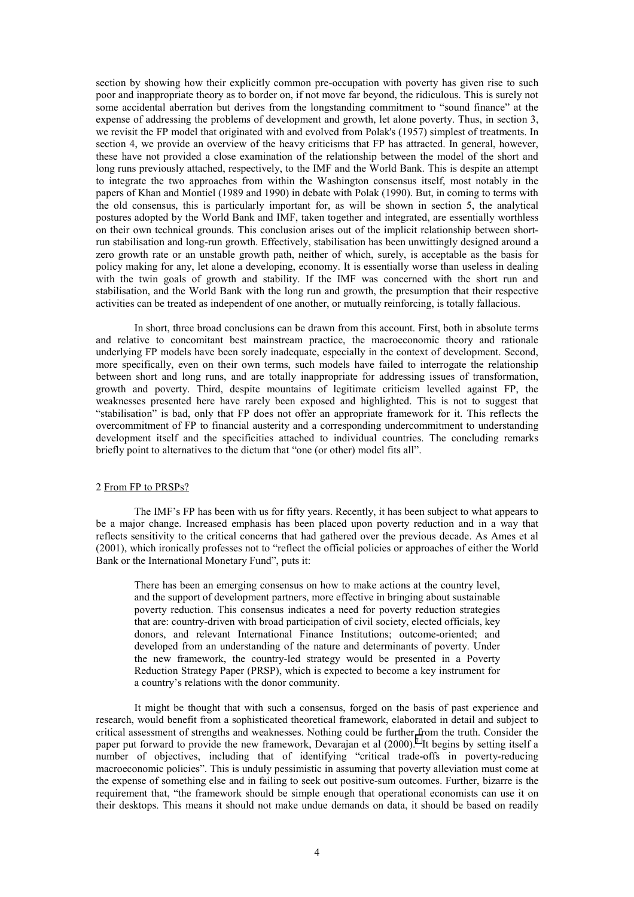section by showing how their explicitly common pre-occupation with poverty has given rise to such poor and inappropriate theory as to border on, if not move far beyond, the ridiculous. This is surely not some accidental aberration but derives from the longstanding commitment to "sound finance" at the expense of addressing the problems of development and growth, let alone poverty. Thus, in section 3, we revisit the FP model that originated with and evolved from Polak's (1957) simplest of treatments. In section 4, we provide an overview of the heavy criticisms that FP has attracted. In general, however, these have not provided a close examination of the relationship between the model of the short and long runs previously attached, respectively, to the IMF and the World Bank. This is despite an attempt to integrate the two approaches from within the Washington consensus itself, most notably in the papers of Khan and Montiel (1989 and 1990) in debate with Polak (1990). But, in coming to terms with the old consensus, this is particularly important for, as will be shown in section 5, the analytical postures adopted by the World Bank and IMF, taken together and integrated, are essentially worthless on their own technical grounds. This conclusion arises out of the implicit relationship between short-run stabilisation and long-run growth. Effectively, stabilisation has been unwittingly designed around a zero growth rate or an unstable growth path, neither of which, surely, is acceptable as the basis for policy making for any, let alone a developing, economy. It is essentially worse than useless in dealing with the twin goals of growth and stability. If the IMF was concerned with the short run and stabilisation, and the World Bank with the long run and growth, the presumption that their respective activities can be treated as independent of one another, or mutually reinforcing, is totally fallacious.

In short, three broad conclusions can be drawn from this account. First, both in absolute terms and relative to concomitant best mainstream practice, the macroeconomic theory and rationale underlying FP models have been sorely inadequate, especially in the context of development. Second, more specifically, even on their own terms, such models have failed to interrogate the relationship between short and long runs, and are totally inappropriate for addressing issues of transformation, growth and poverty. Third, despite mountains of legitimate criticism levelled against FP, the weaknesses presented here have rarely been exposed and highlighted. This is not to suggest that "stabilisation" is bad, only that FP does not offer an appropriate framework for it. This reflects the overcommitment of FP to financial austerity and a corresponding undercommitment to understanding development itself and the specificities attached to individual countries. The concluding remarks briefly point to alternatives to the dictum that "one (or other) model fits all".

## 2 From FP to PRSPs?

The IMF's FP has been with us for fifty years. Recently, it has been subject to what appears to be a major change. Increased emphasis has been placed upon poverty reduction and in a way that reflects sensitivity to the critical concerns that had gathered over the previous decade. As Ames et al (2001), which ironically professes not to "reflect the official policies or approaches of either the World Bank or the International Monetary Fund", puts it:

> There has been an emerging consensus on how to make actions at the country level, and the support of development partners, more effective in bringing about sustainable poverty reduction. This consensus indicates a need for poverty reduction strategies that are: country-driven with broad participation of civil society, elected officials, key donors, and relevant International Finance Institutions; outcome-oriented; and developed from an understanding of the nature and determinants of poverty. Under the new framework, the country-led strategy would be presented in a Poverty Reduction Strategy Paper (PRSP), which is expected to become a key instrument for a country's relations with the donor community.

It might be thought that with such a consensus, forged on the basis of past experience and research, would benefit from a sophisticated theoretical framework, elaborated in detail and subject to critical assessment of strengths and weaknesses. Nothing could be further from the truth. Consider the paper put forward to provide the new framework, Devarajan et al (2000).[7] It begins by setting itself a number of objectives, including that of identifying "critical trade-offs in poverty-reducing macroeconomic policies". This is unduly pessimistic in assuming that poverty alleviation must come at the expense of something else and in failing to seek out positive-sum outcomes. Further, bizarre is the requirement that, "the framework should be simple enough that operational economists can use it on their desktops. This means it should not make undue demands on data, it should be based on readily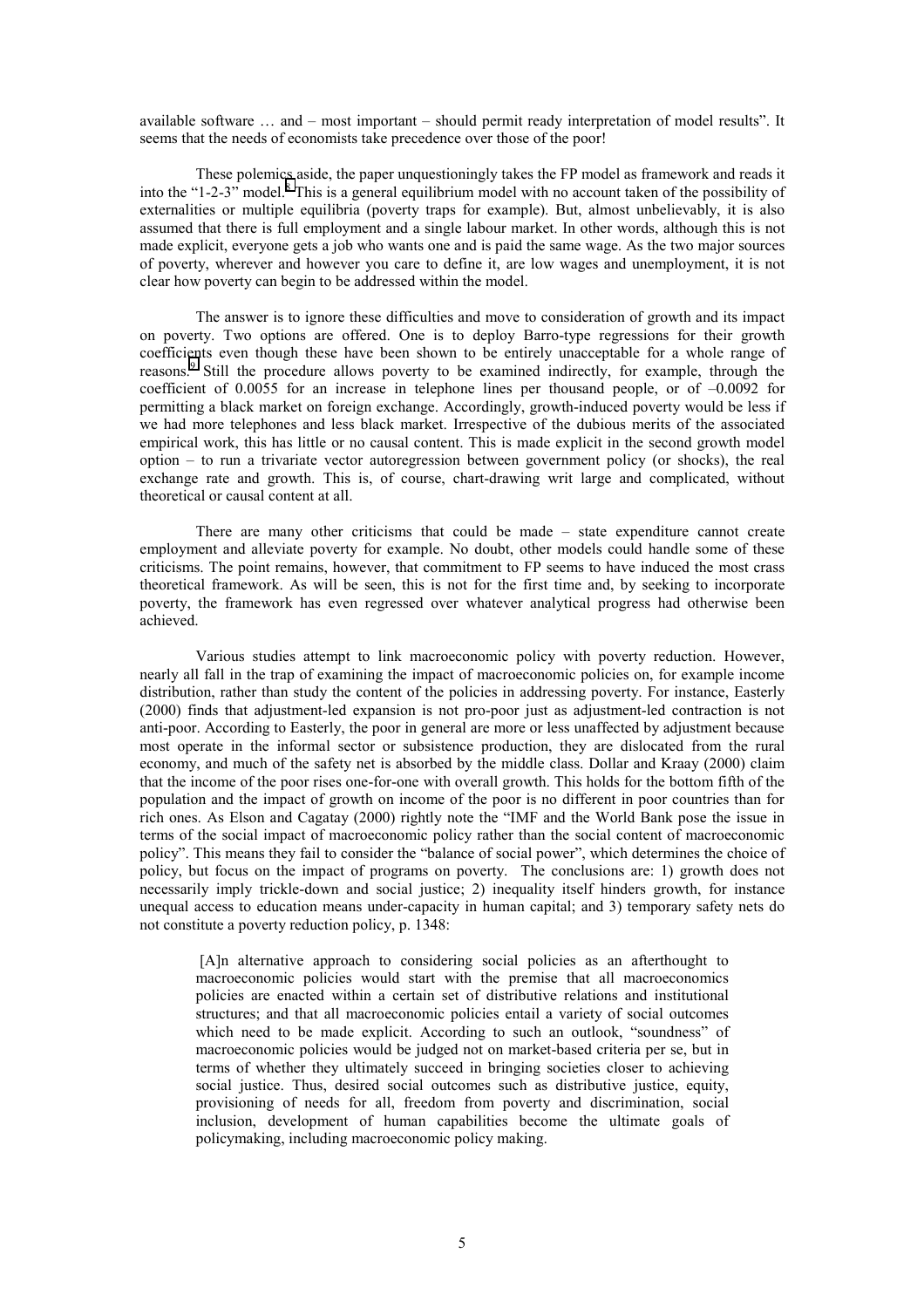available software … and – most important – should permit ready interpretation of model results". It seems that the needs of economists take precedence over those of the poor!

These polemics aside, the paper unquestioningly takes the FP model as framework and reads it into the "1-2-3" model.[8] This is a general equilibrium model with no account taken of the possibility of externalities or multiple equilibria (poverty traps for example). But, almost unbelievably, it is also assumed that there is full employment and a single labour market. In other words, although this is not made explicit, everyone gets a job who wants one and is paid the same wage. As the two major sources of poverty, wherever and however you care to define it, are low wages and unemployment, it is not clear how poverty can begin to be addressed within the model.

The answer is to ignore these difficulties and move to consideration of growth and its impact on poverty. Two options are offered. One is to deploy Barro-type regressions for their growth coefficients even though these have been shown to be entirely unacceptable for a whole range of reasons.[9] Still the procedure allows poverty to be examined indirectly, for example, through the coefficient of 0.0055 for an increase in telephone lines per thousand people, or of –0.0092 for permitting a black market on foreign exchange. Accordingly, growth-induced poverty would be less if we had more telephones and less black market. Irrespective of the dubious merits of the associated empirical work, this has little or no causal content. This is made explicit in the second growth model option – to run a trivariate vector autoregression between government policy (or shocks), the real exchange rate and growth. This is, of course, chart-drawing writ large and complicated, without theoretical or causal content at all.

There are many other criticisms that could be made – state expenditure cannot create employment and alleviate poverty for example. No doubt, other models could handle some of these criticisms. The point remains, however, that commitment to FP seems to have induced the most crass theoretical framework. As will be seen, this is not for the first time and, by seeking to incorporate poverty, the framework has even regressed over whatever analytical progress had otherwise been achieved.

Various studies attempt to link macroeconomic policy with poverty reduction. However, nearly all fall in the trap of examining the impact of macroeconomic policies on, for example income distribution, rather than study the content of the policies in addressing poverty. For instance, Easterly (2000) finds that adjustment-led expansion is not pro-poor just as adjustment-led contraction is not anti-poor. According to Easterly, the poor in general are more or less unaffected by adjustment because most operate in the informal sector or subsistence production, they are dislocated from the rural economy, and much of the safety net is absorbed by the middle class. Dollar and Kraay (2000) claim that the income of the poor rises one-for-one with overall growth. This holds for the bottom fifth of the population and the impact of growth on income of the poor is no different in poor countries than for rich ones. As Elson and Cagatay (2000) rightly note the "IMF and the World Bank pose the issue in terms of the social impact of macroeconomic policy rather than the social content of macroeconomic policy". This means they fail to consider the "balance of social power", which determines the choice of policy, but focus on the impact of programs on poverty. The conclusions are: 1) growth does not necessarily imply trickle-down and social justice; 2) inequality itself hinders growth, for instance unequal access to education means under-capacity in human capital; and 3) temporary safety nets do not constitute a poverty reduction policy, p. 1348:

> [A]n alternative approach to considering social policies as an afterthought to macroeconomic policies would start with the premise that all macroeconomics policies are enacted within a certain set of distributive relations and institutional structures; and that all macroeconomic policies entail a variety of social outcomes which need to be made explicit. According to such an outlook, "soundness" of macroeconomic policies would be judged not on market-based criteria per se, but in terms of whether they ultimately succeed in bringing societies closer to achieving social justice. Thus, desired social outcomes such as distributive justice, equity, provisioning of needs for all, freedom from poverty and discrimination, social inclusion, development of human capabilities become the ultimate goals of policymaking, including macroeconomic policy making.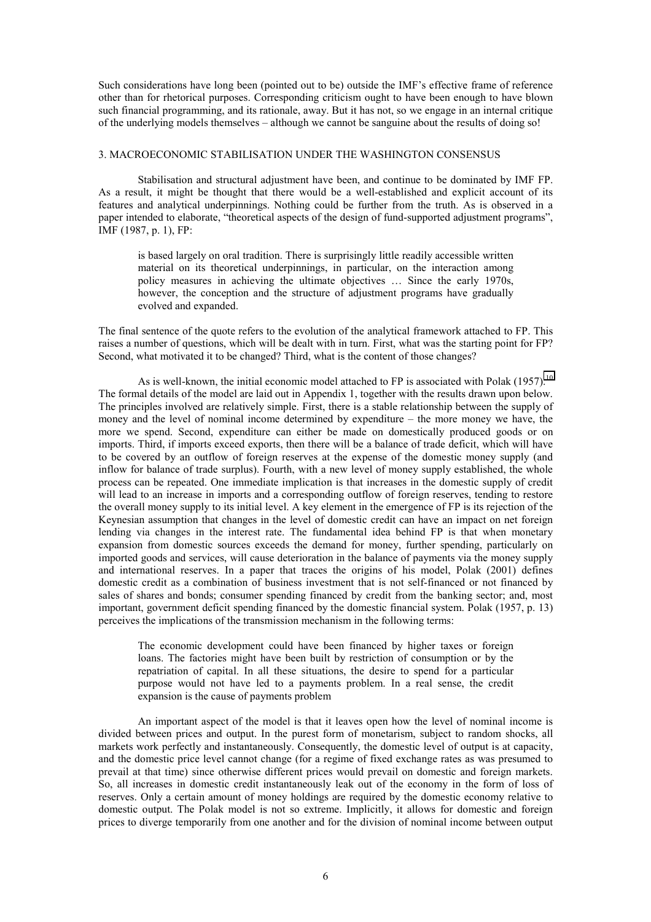Such considerations have long been (pointed out to be) outside the IMF's effective frame of reference other than for rhetorical purposes. Corresponding criticism ought to have been enough to have blown such financial programming, and its rationale, away. But it has not, so we engage in an internal critique of the underlying models themselves – although we cannot be sanguine about the results of doing so!

## 3. MACROECONOMIC STABILISATION UNDER THE WASHINGTON CONSENSUS

Stabilisation and structural adjustment have been, and continue to be dominated by IMF FP. As a result, it might be thought that there would be a well-established and explicit account of its features and analytical underpinnings. Nothing could be further from the truth. As is observed in a paper intended to elaborate, "theoretical aspects of the design of fund-supported adjustment programs", IMF (1987, p. 1), FP:

> is based largely on oral tradition. There is surprisingly little readily accessible written material on its theoretical underpinnings, in particular, on the interaction among policy measures in achieving the ultimate objectives … Since the early 1970s, however, the conception and the structure of adjustment programs have gradually evolved and expanded.

The final sentence of the quote refers to the evolution of the analytical framework attached to FP. This raises a number of questions, which will be dealt with in turn. First, what was the starting point for FP? Second, what motivated it to be changed? Third, what is the content of those changes?

As is well-known, the initial economic model attached to FP is associated with Polak (1957).[10] The formal details of the model are laid out in Appendix 1, together with the results drawn upon below. The principles involved are relatively simple. First, there is a stable relationship between the supply of money and the level of nominal income determined by expenditure – the more money we have, the more we spend. Second, expenditure can either be made on domestically produced goods or on imports. Third, if imports exceed exports, then there will be a balance of trade deficit, which will have to be covered by an outflow of foreign reserves at the expense of the domestic money supply (and inflow for balance of trade surplus). Fourth, with a new level of money supply established, the whole process can be repeated. One immediate implication is that increases in the domestic supply of credit will lead to an increase in imports and a corresponding outflow of foreign reserves, tending to restore the overall money supply to its initial level. A key element in the emergence of FP is its rejection of the Keynesian assumption that changes in the level of domestic credit can have an impact on net foreign lending via changes in the interest rate. The fundamental idea behind FP is that when monetary expansion from domestic sources exceeds the demand for money, further spending, particularly on imported goods and services, will cause deterioration in the balance of payments via the money supply and international reserves. In a paper that traces the origins of his model, Polak (2001) defines domestic credit as a combination of business investment that is not self-financed or not financed by sales of shares and bonds; consumer spending financed by credit from the banking sector; and, most important, government deficit spending financed by the domestic financial system. Polak (1957, p. 13) perceives the implications of the transmission mechanism in the following terms:

> The economic development could have been financed by higher taxes or foreign loans. The factories might have been built by restriction of consumption or by the repatriation of capital. In all these situations, the desire to spend for a particular purpose would not have led to a payments problem. In a real sense, the credit expansion is the cause of payments problem

An important aspect of the model is that it leaves open how the level of nominal income is divided between prices and output. In the purest form of monetarism, subject to random shocks, all markets work perfectly and instantaneously. Consequently, the domestic level of output is at capacity, and the domestic price level cannot change (for a regime of fixed exchange rates as was presumed to prevail at that time) since otherwise different prices would prevail on domestic and foreign markets. So, all increases in domestic credit instantaneously leak out of the economy in the form of loss of reserves. Only a certain amount of money holdings are required by the domestic economy relative to domestic output. The Polak model is not so extreme. Implicitly, it allows for domestic and foreign prices to diverge temporarily from one another and for the division of nominal income between output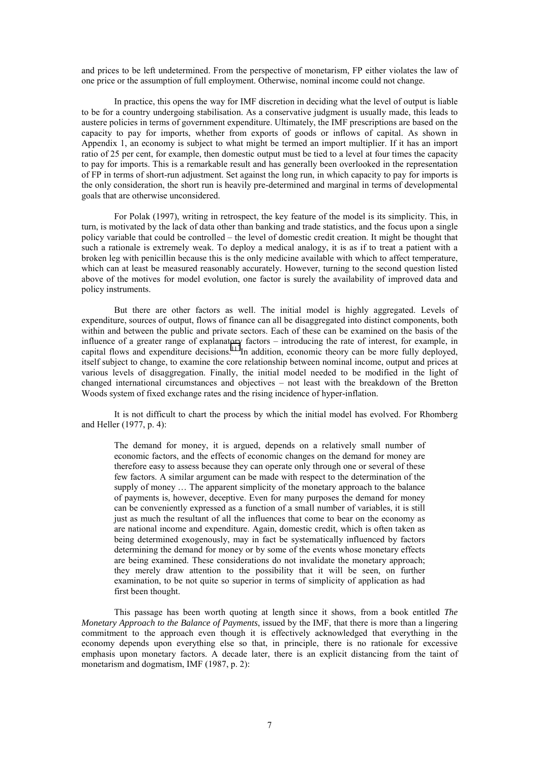and prices to be left undetermined. From the perspective of monetarism, FP either violates the law of one price or the assumption of full employment. Otherwise, nominal income could not change.

In practice, this opens the way for IMF discretion in deciding what the level of output is liable to be for a country undergoing stabilisation. As a conservative judgment is usually made, this leads to austere policies in terms of government expenditure. Ultimately, the IMF prescriptions are based on the capacity to pay for imports, whether from exports of goods or inflows of capital. As shown in Appendix 1, an economy is subject to what might be termed an import multiplier. If it has an import ratio of 25 per cent, for example, then domestic output must be tied to a level at four times the capacity to pay for imports. This is a remarkable result and has generally been overlooked in the representation of FP in terms of short-run adjustment. Set against the long run, in which capacity to pay for imports is the only consideration, the short run is heavily pre-determined and marginal in terms of developmental goals that are otherwise unconsidered.

For Polak (1997), writing in retrospect, the key feature of the model is its simplicity. This, in turn, is motivated by the lack of data other than banking and trade statistics, and the focus upon a single policy variable that could be controlled – the level of domestic credit creation. It might be thought that such a rationale is extremely weak. To deploy a medical analogy, it is as if to treat a patient with a broken leg with penicillin because this is the only medicine available with which to affect temperature, which can at least be measured reasonably accurately. However, turning to the second question listed above of the motives for model evolution, one factor is surely the availability of improved data and policy instruments.

But there are other factors as well. The initial model is highly aggregated. Levels of expenditure, sources of output, flows of finance can all be disaggregated into distinct components, both within and between the public and private sectors. Each of these can be examined on the basis of the influence of a greater range of explanatory factors – introducing the rate of interest, for example, in capital flows and expenditure decisions.[11] In addition, economic theory can be more fully deployed, itself subject to change, to examine the core relationship between nominal income, output and prices at various levels of disaggregation. Finally, the initial model needed to be modified in the light of changed international circumstances and objectives – not least with the breakdown of the Bretton Woods system of fixed exchange rates and the rising incidence of hyper-inflation.

It is not difficult to chart the process by which the initial model has evolved. For Rhomberg and Heller (1977, p. 4):

> The demand for money, it is argued, depends on a relatively small number of economic factors, and the effects of economic changes on the demand for money are therefore easy to assess because they can operate only through one or several of these few factors. A similar argument can be made with respect to the determination of the supply of money … The apparent simplicity of the monetary approach to the balance of payments is, however, deceptive. Even for many purposes the demand for money can be conveniently expressed as a function of a small number of variables, it is still just as much the resultant of all the influences that come to bear on the economy as are national income and expenditure. Again, domestic credit, which is often taken as being determined exogenously, may in fact be systematically influenced by factors determining the demand for money or by some of the events whose monetary effects are being examined. These considerations do not invalidate the monetary approach; they merely draw attention to the possibility that it will be seen, on further examination, to be not quite so superior in terms of simplicity of application as had first been thought.

This passage has been worth quoting at length since it shows, from a book entitled *The Monetary Approach to the Balance of Payments*, issued by the IMF, that there is more than a lingering commitment to the approach even though it is effectively acknowledged that everything in the economy depends upon everything else so that, in principle, there is no rationale for excessive emphasis upon monetary factors. A decade later, there is an explicit distancing from the taint of monetarism and dogmatism, IMF (1987, p. 2):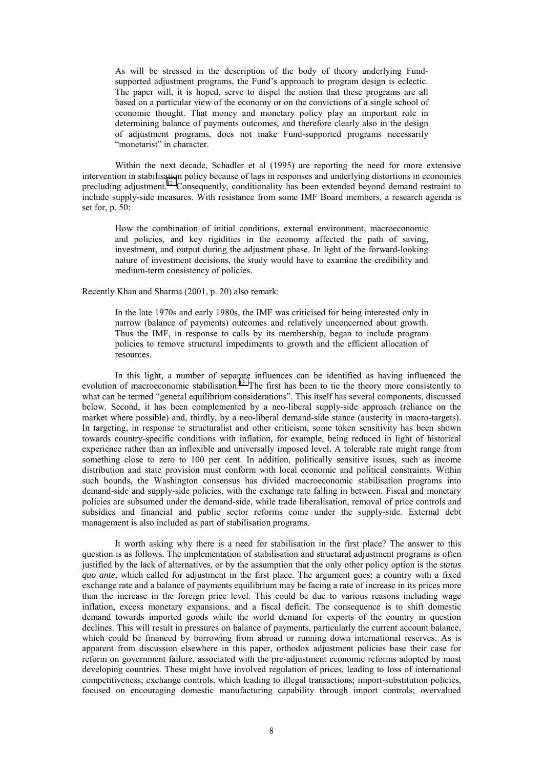> As will be stressed in the description of the body of theory underlying Fund-supported adjustment programs, the Fund's approach to program design is eclectic. The paper will, it is hoped, serve to dispel the notion that these programs are all based on a particular view of the economy or on the convictions of a single school of economic thought. That money and monetary policy play an important role in determining balance of payments outcomes, and therefore clearly also in the design of adjustment programs, does not make Fund-supported programs necessarily "monetarist" in character.

Within the next decade, Schadler et al (1995) are reporting the need for more extensive intervention in stabilisation policy because of lags in responses and underlying distortions in economies precluding adjustment.[12] Consequently, conditionality has been extended beyond demand restraint to include supply-side measures. With resistance from some IMF Board members, a research agenda is set for, p. 50:

> How the combination of initial conditions, external environment, macroeconomic and policies, and key rigidities in the economy affected the path of saving, investment, and output during the adjustment phase. In light of the forward-looking nature of investment decisions, the study would have to examine the credibility and medium-term consistency of policies.

Recently Khan and Sharma (2001, p. 20) also remark:

> In the late 1970s and early 1980s, the IMF was criticised for being interested only in narrow (balance of payments) outcomes and relatively unconcerned about growth. Thus the IMF, in response to calls by its membership, began to include program policies to remove structural impediments to growth and the efficient allocation of resources.

In this light, a number of separate influences can be identified as having influenced the evolution of macroeconomic stabilisation.[13] The first has been to tie the theory more consistently to what can be termed "general equilibrium considerations". This itself has several components, discussed below. Second, it has been complemented by a neo-liberal supply-side approach (reliance on the market where possible) and, thirdly, by a neo-liberal demand-side stance (austerity in macro-targets). In targeting, in response to structuralist and other criticism, some token sensitivity has been shown towards country-specific conditions with inflation, for example, being reduced in light of historical experience rather than an inflexible and universally imposed level. A tolerable rate might range from something close to zero to 100 per cent. In addition, politically sensitive issues, such as income distribution and state provision must conform with local economic and political constraints. Within such bounds, the Washington consensus has divided macroeconomic stabilisation programs into demand-side and supply-side policies, with the exchange rate falling in between. Fiscal and monetary policies are subsumed under the demand-side, while trade liberalisation, removal of price controls and subsidies and financial and public sector reforms come under the supply-side. External debt management is also included as part of stabilisation programs.

It worth asking why there is a need for stabilisation in the first place? The answer to this question is as follows. The implementation of stabilisation and structural adjustment programs is often justified by the lack of alternatives, or by the assumption that the only other policy option is the *status quo ante*, which called for adjustment in the first place. The argument goes: a country with a fixed exchange rate and a balance of payments equilibrium may be facing a rate of increase in its prices more than the increase in the foreign price level. This could be due to various reasons including wage inflation, excess monetary expansions, and a fiscal deficit. The consequence is to shift domestic demand towards imported goods while the world demand for exports of the country in question declines. This will result in pressures on balance of payments, particularly the current account balance, which could be financed by borrowing from abroad or running down international reserves. As is apparent from discussion elsewhere in this paper, orthodox adjustment policies base their case for reform on government failure, associated with the pre-adjustment economic reforms adopted by most developing countries. These might have involved regulation of prices, leading to loss of international competitiveness; exchange controls, which leading to illegal transactions; import-substitution policies, focused on encouraging domestic manufacturing capability through import controls; overvalued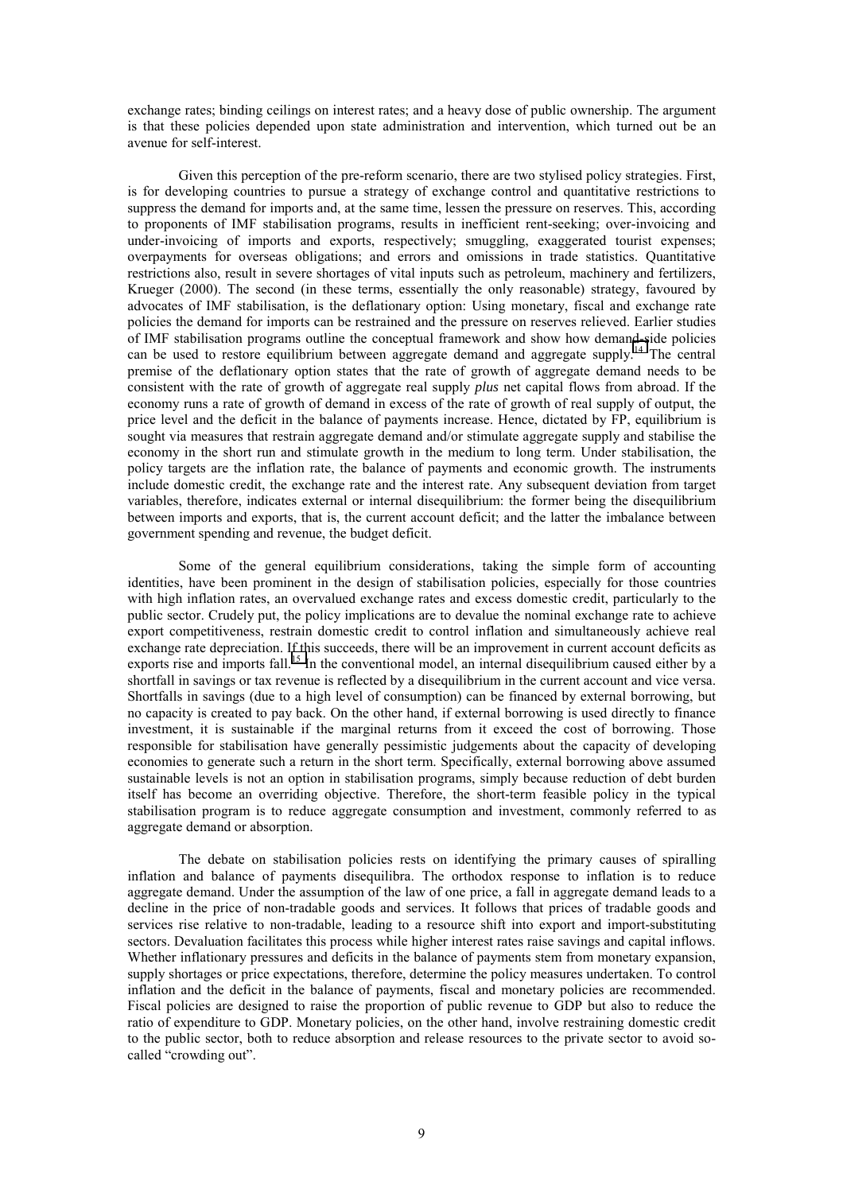exchange rates; binding ceilings on interest rates; and a heavy dose of public ownership. The argument is that these policies depended upon state administration and intervention, which turned out be an avenue for self-interest.

Given this perception of the pre-reform scenario, there are two stylised policy strategies. First, is for developing countries to pursue a strategy of exchange control and quantitative restrictions to suppress the demand for imports and, at the same time, lessen the pressure on reserves. This, according to proponents of IMF stabilisation programs, results in inefficient rent-seeking; over-invoicing and under-invoicing of imports and exports, respectively; smuggling, exaggerated tourist expenses; overpayments for overseas obligations; and errors and omissions in trade statistics. Quantitative restrictions also, result in severe shortages of vital inputs such as petroleum, machinery and fertilizers, Krueger (2000). The second (in these terms, essentially the only reasonable) strategy, favoured by advocates of IMF stabilisation, is the deflationary option: Using monetary, fiscal and exchange rate policies the demand for imports can be restrained and the pressure on reserves relieved. Earlier studies of IMF stabilisation programs outline the conceptual framework and show how demand-side policies can be used to restore equilibrium between aggregate demand and aggregate supply.[14] The central premise of the deflationary option states that the rate of growth of aggregate demand needs to be consistent with the rate of growth of aggregate real supply *plus* net capital flows from abroad. If the economy runs a rate of growth of demand in excess of the rate of growth of real supply of output, the price level and the deficit in the balance of payments increase. Hence, dictated by FP, equilibrium is sought via measures that restrain aggregate demand and/or stimulate aggregate supply and stabilise the economy in the short run and stimulate growth in the medium to long term. Under stabilisation, the policy targets are the inflation rate, the balance of payments and economic growth. The instruments include domestic credit, the exchange rate and the interest rate. Any subsequent deviation from target variables, therefore, indicates external or internal disequilibrium: the former being the disequilibrium between imports and exports, that is, the current account deficit; and the latter the imbalance between government spending and revenue, the budget deficit.

Some of the general equilibrium considerations, taking the simple form of accounting identities, have been prominent in the design of stabilisation policies, especially for those countries with high inflation rates, an overvalued exchange rates and excess domestic credit, particularly to the public sector. Crudely put, the policy implications are to devalue the nominal exchange rate to achieve export competitiveness, restrain domestic credit to control inflation and simultaneously achieve real exchange rate depreciation. If this succeeds, there will be an improvement in current account deficits as exports rise and imports fall.[15] In the conventional model, an internal disequilibrium caused either by a shortfall in savings or tax revenue is reflected by a disequilibrium in the current account and vice versa. Shortfalls in savings (due to a high level of consumption) can be financed by external borrowing, but no capacity is created to pay back. On the other hand, if external borrowing is used directly to finance investment, it is sustainable if the marginal returns from it exceed the cost of borrowing. Those responsible for stabilisation have generally pessimistic judgements about the capacity of developing economies to generate such a return in the short term. Specifically, external borrowing above assumed sustainable levels is not an option in stabilisation programs, simply because reduction of debt burden itself has become an overriding objective. Therefore, the short-term feasible policy in the typical stabilisation program is to reduce aggregate consumption and investment, commonly referred to as aggregate demand or absorption.

The debate on stabilisation policies rests on identifying the primary causes of spiralling inflation and balance of payments disequilibra. The orthodox response to inflation is to reduce aggregate demand. Under the assumption of the law of one price, a fall in aggregate demand leads to a decline in the price of non-tradable goods and services. It follows that prices of tradable goods and services rise relative to non-tradable, leading to a resource shift into export and import-substituting sectors. Devaluation facilitates this process while higher interest rates raise savings and capital inflows. Whether inflationary pressures and deficits in the balance of payments stem from monetary expansion, supply shortages or price expectations, therefore, determine the policy measures undertaken. To control inflation and the deficit in the balance of payments, fiscal and monetary policies are recommended. Fiscal policies are designed to raise the proportion of public revenue to GDP but also to reduce the ratio of expenditure to GDP. Monetary policies, on the other hand, involve restraining domestic credit to the public sector, both to reduce absorption and release resources to the private sector to avoid so-called "crowding out".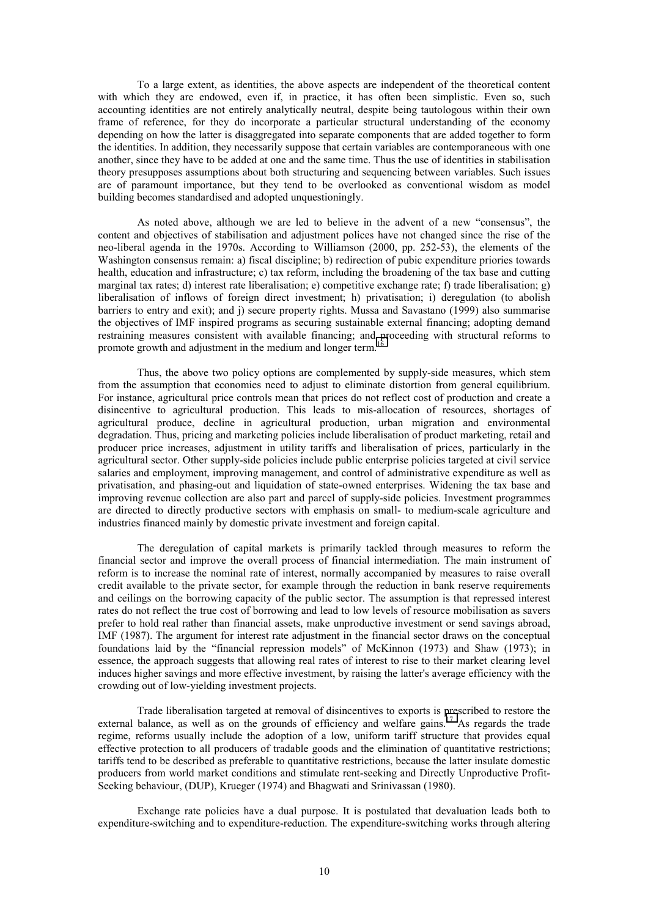To a large extent, as identities, the above aspects are independent of the theoretical content with which they are endowed, even if, in practice, it has often been simplistic. Even so, such accounting identities are not entirely analytically neutral, despite being tautologous within their own frame of reference, for they do incorporate a particular structural understanding of the economy depending on how the latter is disaggregated into separate components that are added together to form the identities. In addition, they necessarily suppose that certain variables are contemporaneous with one another, since they have to be added at one and the same time. Thus the use of identities in stabilisation theory presupposes assumptions about both structuring and sequencing between variables. Such issues are of paramount importance, but they tend to be overlooked as conventional wisdom as model building becomes standardised and adopted unquestioningly.

As noted above, although we are led to believe in the advent of a new "consensus", the content and objectives of stabilisation and adjustment polices have not changed since the rise of the neo-liberal agenda in the 1970s. According to Williamson (2000, pp. 252-53), the elements of the Washington consensus remain: a) fiscal discipline; b) redirection of pubic expenditure priories towards health, education and infrastructure; c) tax reform, including the broadening of the tax base and cutting marginal tax rates; d) interest rate liberalisation; e) competitive exchange rate; f) trade liberalisation; g) liberalisation of inflows of foreign direct investment; h) privatisation; i) deregulation (to abolish barriers to entry and exit); and j) secure property rights. Mussa and Savastano (1999) also summarise the objectives of IMF inspired programs as securing sustainable external financing; adopting demand restraining measures consistent with available financing; and proceeding with structural reforms to promote growth and adjustment in the medium and longer term.[16]

Thus, the above two policy options are complemented by supply-side measures, which stem from the assumption that economies need to adjust to eliminate distortion from general equilibrium. For instance, agricultural price controls mean that prices do not reflect cost of production and create a disincentive to agricultural production. This leads to mis-allocation of resources, shortages of agricultural produce, decline in agricultural production, urban migration and environmental degradation. Thus, pricing and marketing policies include liberalisation of product marketing, retail and producer price increases, adjustment in utility tariffs and liberalisation of prices, particularly in the agricultural sector. Other supply-side policies include public enterprise policies targeted at civil service salaries and employment, improving management, and control of administrative expenditure as well as privatisation, and phasing-out and liquidation of state-owned enterprises. Widening the tax base and improving revenue collection are also part and parcel of supply-side policies. Investment programmes are directed to directly productive sectors with emphasis on small- to medium-scale agriculture and industries financed mainly by domestic private investment and foreign capital.

The deregulation of capital markets is primarily tackled through measures to reform the financial sector and improve the overall process of financial intermediation. The main instrument of reform is to increase the nominal rate of interest, normally accompanied by measures to raise overall credit available to the private sector, for example through the reduction in bank reserve requirements and ceilings on the borrowing capacity of the public sector. The assumption is that repressed interest rates do not reflect the true cost of borrowing and lead to low levels of resource mobilisation as savers prefer to hold real rather than financial assets, make unproductive investment or send savings abroad, IMF (1987). The argument for interest rate adjustment in the financial sector draws on the conceptual foundations laid by the "financial repression models" of McKinnon (1973) and Shaw (1973); in essence, the approach suggests that allowing real rates of interest to rise to their market clearing level induces higher savings and more effective investment, by raising the latter's average efficiency with the crowding out of low-yielding investment projects.

Trade liberalisation targeted at removal of disincentives to exports is prescribed to restore the external balance, as well as on the grounds of efficiency and welfare gains.[17] As regards the trade regime, reforms usually include the adoption of a low, uniform tariff structure that provides equal effective protection to all producers of tradable goods and the elimination of quantitative restrictions; tariffs tend to be described as preferable to quantitative restrictions, because the latter insulate domestic producers from world market conditions and stimulate rent-seeking and Directly Unproductive Profit-Seeking behaviour, (DUP), Krueger (1974) and Bhagwati and Srinivassan (1980).

Exchange rate policies have a dual purpose. It is postulated that devaluation leads both to expenditure-switching and to expenditure-reduction. The expenditure-switching works through altering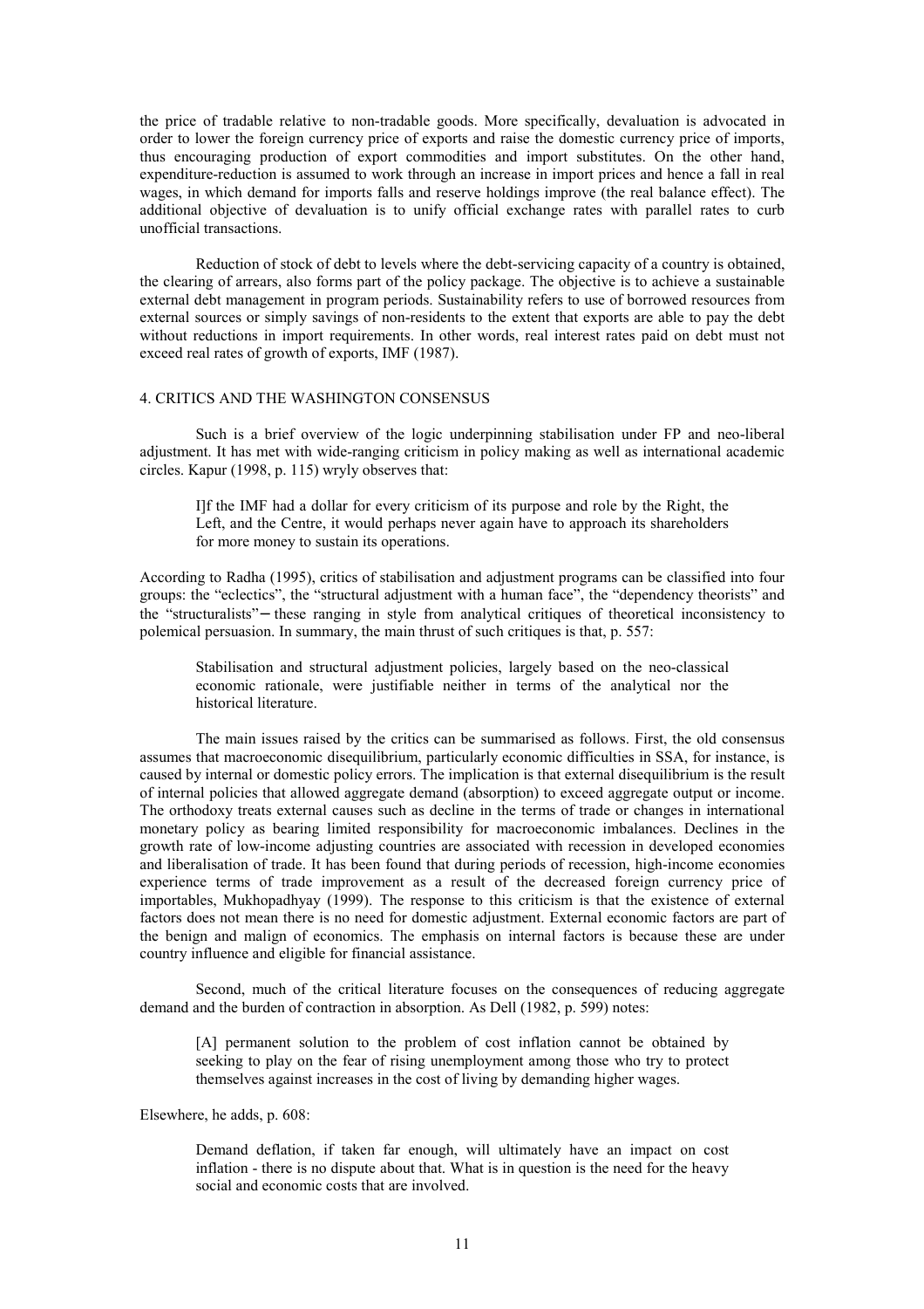the price of tradable relative to non-tradable goods. More specifically, devaluation is advocated in order to lower the foreign currency price of exports and raise the domestic currency price of imports, thus encouraging production of export commodities and import substitutes. On the other hand, expenditure-reduction is assumed to work through an increase in import prices and hence a fall in real wages, in which demand for imports falls and reserve holdings improve (the real balance effect). The additional objective of devaluation is to unify official exchange rates with parallel rates to curb unofficial transactions.

Reduction of stock of debt to levels where the debt-servicing capacity of a country is obtained, the clearing of arrears, also forms part of the policy package. The objective is to achieve a sustainable external debt management in program periods. Sustainability refers to use of borrowed resources from external sources or simply savings of non-residents to the extent that exports are able to pay the debt without reductions in import requirements. In other words, real interest rates paid on debt must not exceed real rates of growth of exports, IMF (1987).

## 4. CRITICS AND THE WASHINGTON CONSENSUS

Such is a brief overview of the logic underpinning stabilisation under FP and neo-liberal adjustment. It has met with wide-ranging criticism in policy making as well as international academic circles. Kapur (1998, p. 115) wryly observes that:

> I]f the IMF had a dollar for every criticism of its purpose and role by the Right, the Left, and the Centre, it would perhaps never again have to approach its shareholders for more money to sustain its operations.

According to Radha (1995), critics of stabilisation and adjustment programs can be classified into four groups: the "eclectics", the "structural adjustment with a human face", the "dependency theorists" and the "structuralists"— these ranging in style from analytical critiques of theoretical inconsistency to polemical persuasion. In summary, the main thrust of such critiques is that, p. 557:

> Stabilisation and structural adjustment policies, largely based on the neo-classical economic rationale, were justifiable neither in terms of the analytical nor the historical literature.

The main issues raised by the critics can be summarised as follows. First, the old consensus assumes that macroeconomic disequilibrium, particularly economic difficulties in SSA, for instance, is caused by internal or domestic policy errors. The implication is that external disequilibrium is the result of internal policies that allowed aggregate demand (absorption) to exceed aggregate output or income. The orthodoxy treats external causes such as decline in the terms of trade or changes in international monetary policy as bearing limited responsibility for macroeconomic imbalances. Declines in the growth rate of low-income adjusting countries are associated with recession in developed economies and liberalisation of trade. It has been found that during periods of recession, high-income economies experience terms of trade improvement as a result of the decreased foreign currency price of importables, Mukhopadhyay (1999). The response to this criticism is that the existence of external factors does not mean there is no need for domestic adjustment. External economic factors are part of the benign and malign of economics. The emphasis on internal factors is because these are under country influence and eligible for financial assistance.

Second, much of the critical literature focuses on the consequences of reducing aggregate demand and the burden of contraction in absorption. As Dell (1982, p. 599) notes:

> [A] permanent solution to the problem of cost inflation cannot be obtained by seeking to play on the fear of rising unemployment among those who try to protect themselves against increases in the cost of living by demanding higher wages.

Elsewhere, he adds, p. 608:

> Demand deflation, if taken far enough, will ultimately have an impact on cost inflation - there is no dispute about that. What is in question is the need for the heavy social and economic costs that are involved.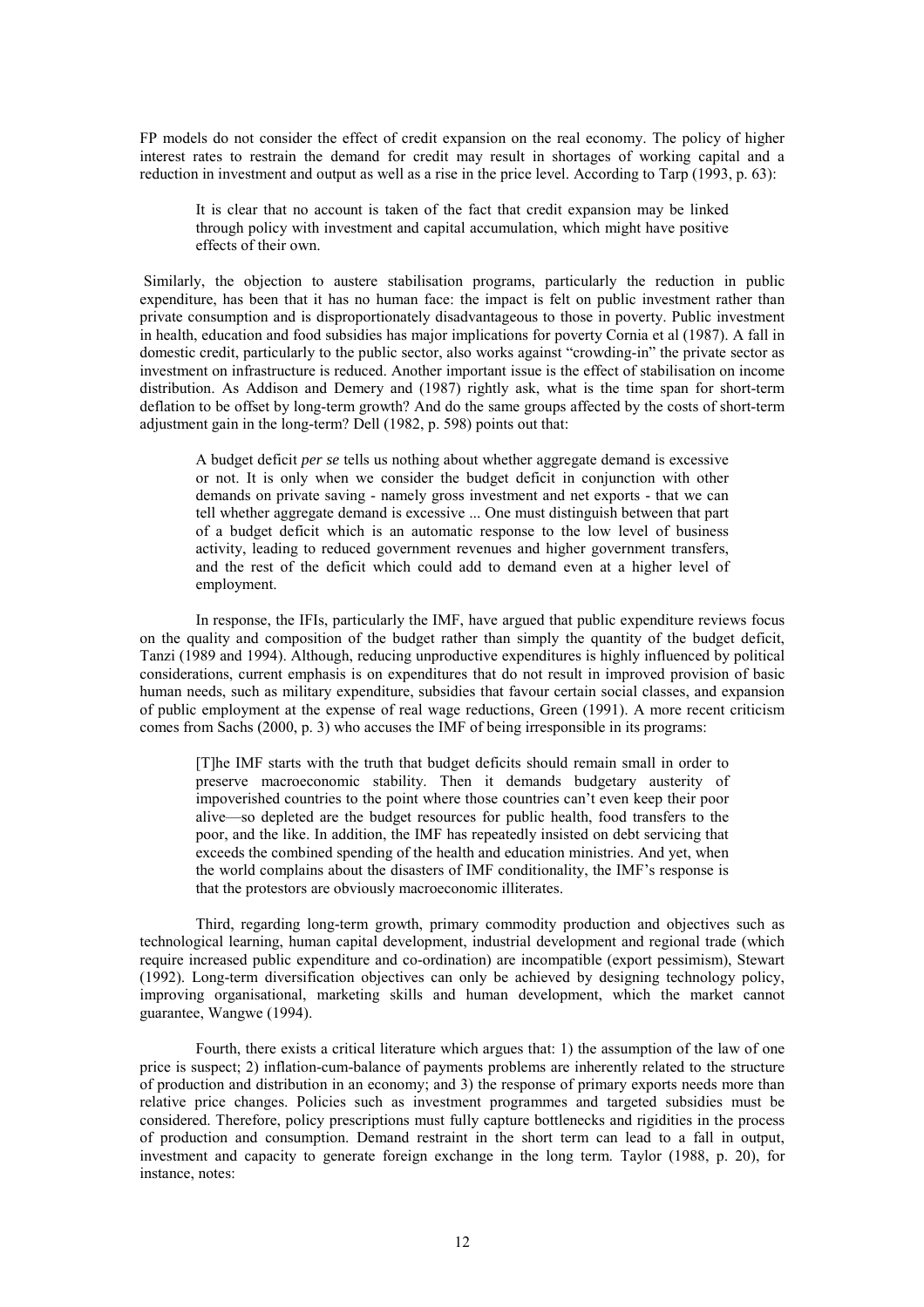FP models do not consider the effect of credit expansion on the real economy. The policy of higher interest rates to restrain the demand for credit may result in shortages of working capital and a reduction in investment and output as well as a rise in the price level. According to Tarp (1993, p. 63):

> It is clear that no account is taken of the fact that credit expansion may be linked through policy with investment and capital accumulation, which might have positive effects of their own.

Similarly, the objection to austere stabilisation programs, particularly the reduction in public expenditure, has been that it has no human face: the impact is felt on public investment rather than private consumption and is disproportionately disadvantageous to those in poverty. Public investment in health, education and food subsidies has major implications for poverty Cornia et al (1987). A fall in domestic credit, particularly to the public sector, also works against "crowding-in" the private sector as investment on infrastructure is reduced. Another important issue is the effect of stabilisation on income distribution. As Addison and Demery and (1987) rightly ask, what is the time span for short-term deflation to be offset by long-term growth? And do the same groups affected by the costs of short-term adjustment gain in the long-term? Dell (1982, p. 598) points out that:

> A budget deficit *per se* tells us nothing about whether aggregate demand is excessive or not. It is only when we consider the budget deficit in conjunction with other demands on private saving - namely gross investment and net exports - that we can tell whether aggregate demand is excessive ... One must distinguish between that part of a budget deficit which is an automatic response to the low level of business activity, leading to reduced government revenues and higher government transfers, and the rest of the deficit which could add to demand even at a higher level of employment.

In response, the IFIs, particularly the IMF, have argued that public expenditure reviews focus on the quality and composition of the budget rather than simply the quantity of the budget deficit, Tanzi (1989 and 1994). Although, reducing unproductive expenditures is highly influenced by political considerations, current emphasis is on expenditures that do not result in improved provision of basic human needs, such as military expenditure, subsidies that favour certain social classes, and expansion of public employment at the expense of real wage reductions, Green (1991). A more recent criticism comes from Sachs (2000, p. 3) who accuses the IMF of being irresponsible in its programs:

> [T]he IMF starts with the truth that budget deficits should remain small in order to preserve macroeconomic stability. Then it demands budgetary austerity of impoverished countries to the point where those countries can't even keep their poor alive—so depleted are the budget resources for public health, food transfers to the poor, and the like. In addition, the IMF has repeatedly insisted on debt servicing that exceeds the combined spending of the health and education ministries. And yet, when the world complains about the disasters of IMF conditionality, the IMF's response is that the protestors are obviously macroeconomic illiterates.

Third, regarding long-term growth, primary commodity production and objectives such as technological learning, human capital development, industrial development and regional trade (which require increased public expenditure and co-ordination) are incompatible (export pessimism), Stewart (1992). Long-term diversification objectives can only be achieved by designing technology policy, improving organisational, marketing skills and human development, which the market cannot guarantee, Wangwe (1994).

Fourth, there exists a critical literature which argues that: 1) the assumption of the law of one price is suspect; 2) inflation-cum-balance of payments problems are inherently related to the structure of production and distribution in an economy; and 3) the response of primary exports needs more than relative price changes. Policies such as investment programmes and targeted subsidies must be considered. Therefore, policy prescriptions must fully capture bottlenecks and rigidities in the process of production and consumption. Demand restraint in the short term can lead to a fall in output, investment and capacity to generate foreign exchange in the long term. Taylor (1988, p. 20), for instance, notes: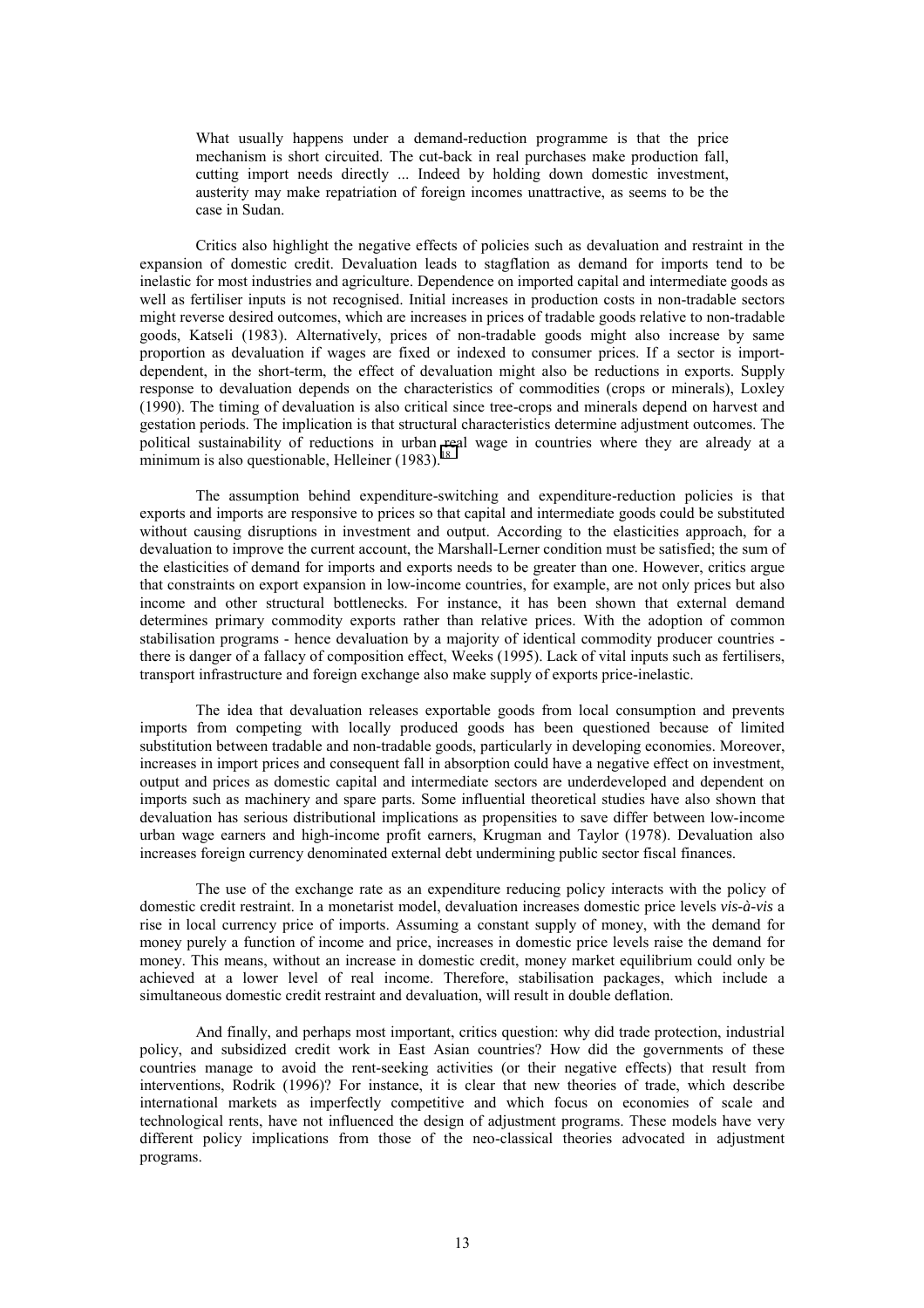> What usually happens under a demand-reduction programme is that the price mechanism is short circuited. The cut-back in real purchases make production fall, cutting import needs directly ... Indeed by holding down domestic investment, austerity may make repatriation of foreign incomes unattractive, as seems to be the case in Sudan.

Critics also highlight the negative effects of policies such as devaluation and restraint in the expansion of domestic credit. Devaluation leads to stagflation as demand for imports tend to be inelastic for most industries and agriculture. Dependence on imported capital and intermediate goods as well as fertiliser inputs is not recognised. Initial increases in production costs in non-tradable sectors might reverse desired outcomes, which are increases in prices of tradable goods relative to non-tradable goods, Katseli (1983). Alternatively, prices of non-tradable goods might also increase by same proportion as devaluation if wages are fixed or indexed to consumer prices. If a sector is import-dependent, in the short-term, the effect of devaluation might also be reductions in exports. Supply response to devaluation depends on the characteristics of commodities (crops or minerals), Loxley (1990). The timing of devaluation is also critical since tree-crops and minerals depend on harvest and gestation periods. The implication is that structural characteristics determine adjustment outcomes. The political sustainability of reductions in urban real wage in countries where they are already at a minimum is also questionable, Helleiner (1983).[18]

The assumption behind expenditure-switching and expenditure-reduction policies is that exports and imports are responsive to prices so that capital and intermediate goods could be substituted without causing disruptions in investment and output. According to the elasticities approach, for a devaluation to improve the current account, the Marshall-Lerner condition must be satisfied; the sum of the elasticities of demand for imports and exports needs to be greater than one. However, critics argue that constraints on export expansion in low-income countries, for example, are not only prices but also income and other structural bottlenecks. For instance, it has been shown that external demand determines primary commodity exports rather than relative prices. With the adoption of common stabilisation programs - hence devaluation by a majority of identical commodity producer countries - there is danger of a fallacy of composition effect, Weeks (1995). Lack of vital inputs such as fertilisers, transport infrastructure and foreign exchange also make supply of exports price-inelastic.

The idea that devaluation releases exportable goods from local consumption and prevents imports from competing with locally produced goods has been questioned because of limited substitution between tradable and non-tradable goods, particularly in developing economies. Moreover, increases in import prices and consequent fall in absorption could have a negative effect on investment, output and prices as domestic capital and intermediate sectors are underdeveloped and dependent on imports such as machinery and spare parts. Some influential theoretical studies have also shown that devaluation has serious distributional implications as propensities to save differ between low-income urban wage earners and high-income profit earners, Krugman and Taylor (1978). Devaluation also increases foreign currency denominated external debt undermining public sector fiscal finances.

The use of the exchange rate as an expenditure reducing policy interacts with the policy of domestic credit restraint. In a monetarist model, devaluation increases domestic price levels *vis-à-vis* a rise in local currency price of imports. Assuming a constant supply of money, with the demand for money purely a function of income and price, increases in domestic price levels raise the demand for money. This means, without an increase in domestic credit, money market equilibrium could only be achieved at a lower level of real income. Therefore, stabilisation packages, which include a simultaneous domestic credit restraint and devaluation, will result in double deflation.

And finally, and perhaps most important, critics question: why did trade protection, industrial policy, and subsidized credit work in East Asian countries? How did the governments of these countries manage to avoid the rent-seeking activities (or their negative effects) that result from interventions, Rodrik (1996)? For instance, it is clear that new theories of trade, which describe international markets as imperfectly competitive and which focus on economies of scale and technological rents, have not influenced the design of adjustment programs. These models have very different policy implications from those of the neo-classical theories advocated in adjustment programs.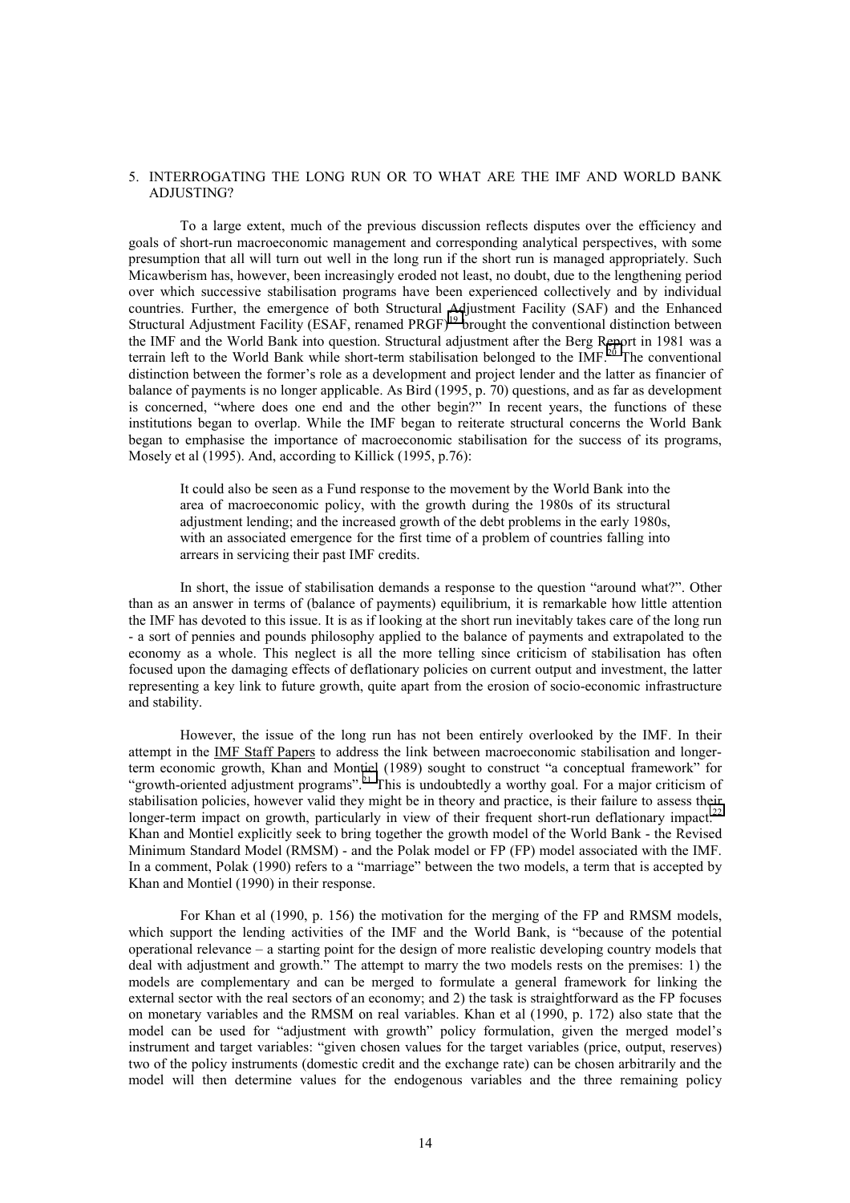## 5. INTERROGATING THE LONG RUN OR TO WHAT ARE THE IMF AND WORLD BANK ADJUSTING?

To a large extent, much of the previous discussion reflects disputes over the efficiency and goals of short-run macroeconomic management and corresponding analytical perspectives, with some presumption that all will turn out well in the long run if the short run is managed appropriately. Such Micawberism has, however, been increasingly eroded not least, no doubt, due to the lengthening period over which successive stabilisation programs have been experienced collectively and by individual countries. Further, the emergence of both Structural Adjustment Facility (SAF) and the Enhanced Structural Adjustment Facility (ESAF, renamed PRGF)[19] brought the conventional distinction between the IMF and the World Bank into question. Structural adjustment after the Berg Report in 1981 was a terrain left to the World Bank while short-term stabilisation belonged to the IMF.[20] The conventional distinction between the former's role as a development and project lender and the latter as financier of balance of payments is no longer applicable. As Bird (1995, p. 70) questions, and as far as development is concerned, "where does one end and the other begin?" In recent years, the functions of these institutions began to overlap. While the IMF began to reiterate structural concerns the World Bank began to emphasise the importance of macroeconomic stabilisation for the success of its programs, Mosely et al (1995). And, according to Killick (1995, p.76):

> It could also be seen as a Fund response to the movement by the World Bank into the area of macroeconomic policy, with the growth during the 1980s of its structural adjustment lending; and the increased growth of the debt problems in the early 1980s, with an associated emergence for the first time of a problem of countries falling into arrears in servicing their past IMF credits.

In short, the issue of stabilisation demands a response to the question "around what?". Other than as an answer in terms of (balance of payments) equilibrium, it is remarkable how little attention the IMF has devoted to this issue. It is as if looking at the short run inevitably takes care of the long run - a sort of pennies and pounds philosophy applied to the balance of payments and extrapolated to the economy as a whole. This neglect is all the more telling since criticism of stabilisation has often focused upon the damaging effects of deflationary policies on current output and investment, the latter representing a key link to future growth, quite apart from the erosion of socio-economic infrastructure and stability.

However, the issue of the long run has not been entirely overlooked by the IMF. In their attempt in the <u>IMF Staff Papers</u> to address the link between macroeconomic stabilisation and longer-term economic growth, Khan and Montiel (1989) sought to construct "a conceptual framework" for "growth-oriented adjustment programs".[21] This is undoubtedly a worthy goal. For a major criticism of stabilisation policies, however valid they might be in theory and practice, is their failure to assess their longer-term impact on growth, particularly in view of their frequent short-run deflationary impact.[22] Khan and Montiel explicitly seek to bring together the growth model of the World Bank - the Revised Minimum Standard Model (RMSM) - and the Polak model or FP (FP) model associated with the IMF. In a comment, Polak (1990) refers to a "marriage" between the two models, a term that is accepted by Khan and Montiel (1990) in their response.

For Khan et al (1990, p. 156) the motivation for the merging of the FP and RMSM models, which support the lending activities of the IMF and the World Bank, is "because of the potential operational relevance – a starting point for the design of more realistic developing country models that deal with adjustment and growth." The attempt to marry the two models rests on the premises: 1) the models are complementary and can be merged to formulate a general framework for linking the external sector with the real sectors of an economy; and 2) the task is straightforward as the FP focuses on monetary variables and the RMSM on real variables. Khan et al (1990, p. 172) also state that the model can be used for "adjustment with growth" policy formulation, given the merged model's instrument and target variables: "given chosen values for the target variables (price, output, reserves) two of the policy instruments (domestic credit and the exchange rate) can be chosen arbitrarily and the model will then determine values for the endogenous variables and the three remaining policy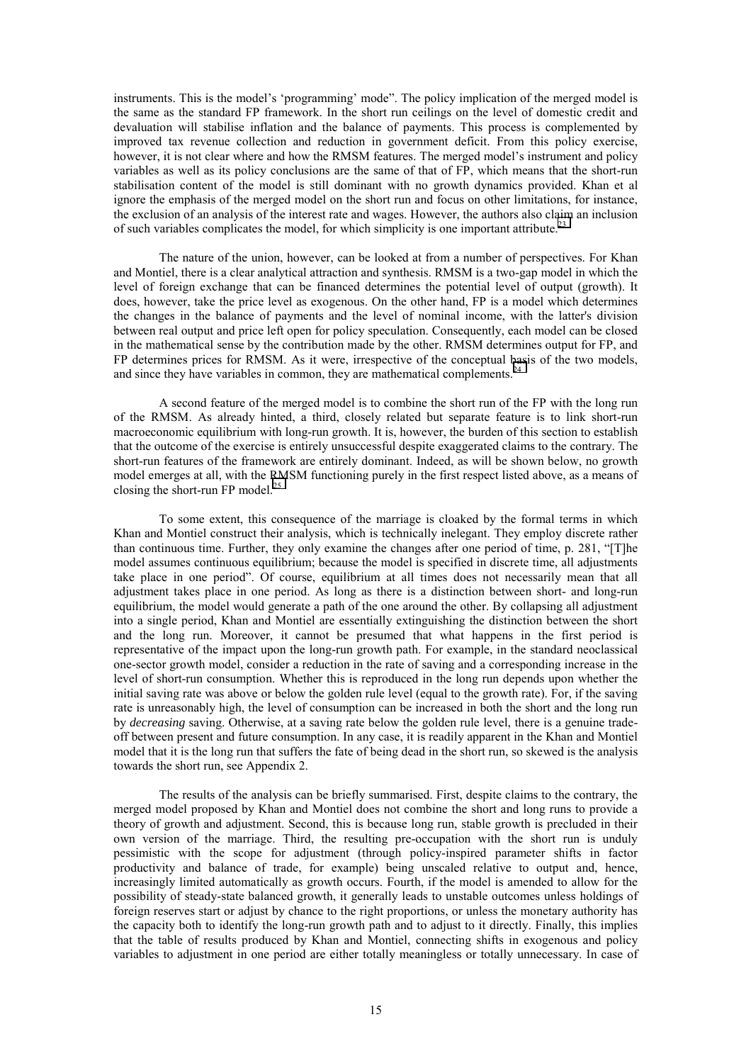instruments. This is the model's 'programming' mode". The policy implication of the merged model is the same as the standard FP framework. In the short run ceilings on the level of domestic credit and devaluation will stabilise inflation and the balance of payments. This process is complemented by improved tax revenue collection and reduction in government deficit. From this policy exercise, however, it is not clear where and how the RMSM features. The merged model's instrument and policy variables as well as its policy conclusions are the same of that of FP, which means that the short-run stabilisation content of the model is still dominant with no growth dynamics provided. Khan et al ignore the emphasis of the merged model on the short run and focus on other limitations, for instance, the exclusion of an analysis of the interest rate and wages. However, the authors also claim an inclusion of such variables complicates the model, for which simplicity is one important attribute.[23]

The nature of the union, however, can be looked at from a number of perspectives. For Khan and Montiel, there is a clear analytical attraction and synthesis. RMSM is a two-gap model in which the level of foreign exchange that can be financed determines the potential level of output (growth). It does, however, take the price level as exogenous. On the other hand, FP is a model which determines the changes in the balance of payments and the level of nominal income, with the latter's division between real output and price left open for policy speculation. Consequently, each model can be closed in the mathematical sense by the contribution made by the other. RMSM determines output for FP, and FP determines prices for RMSM. As it were, irrespective of the conceptual basis of the two models, and since they have variables in common, they are mathematical complements.[24]

A second feature of the merged model is to combine the short run of the FP with the long run of the RMSM. As already hinted, a third, closely related but separate feature is to link short-run macroeconomic equilibrium with long-run growth. It is, however, the burden of this section to establish that the outcome of the exercise is entirely unsuccessful despite exaggerated claims to the contrary. The short-run features of the framework are entirely dominant. Indeed, as will be shown below, no growth model emerges at all, with the RMSM functioning purely in the first respect listed above, as a means of closing the short-run FP model.[25]

To some extent, this consequence of the marriage is cloaked by the formal terms in which Khan and Montiel construct their analysis, which is technically inelegant. They employ discrete rather than continuous time. Further, they only examine the changes after one period of time, p. 281, "[T]he model assumes continuous equilibrium; because the model is specified in discrete time, all adjustments take place in one period". Of course, equilibrium at all times does not necessarily mean that all adjustment takes place in one period. As long as there is a distinction between short- and long-run equilibrium, the model would generate a path of the one around the other. By collapsing all adjustment into a single period, Khan and Montiel are essentially extinguishing the distinction between the short and the long run. Moreover, it cannot be presumed that what happens in the first period is representative of the impact upon the long-run growth path. For example, in the standard neoclassical one-sector growth model, consider a reduction in the rate of saving and a corresponding increase in the level of short-run consumption. Whether this is reproduced in the long run depends upon whether the initial saving rate was above or below the golden rule level (equal to the growth rate). For, if the saving rate is unreasonably high, the level of consumption can be increased in both the short and the long run by *decreasing* saving. Otherwise, at a saving rate below the golden rule level, there is a genuine trade-off between present and future consumption. In any case, it is readily apparent in the Khan and Montiel model that it is the long run that suffers the fate of being dead in the short run, so skewed is the analysis towards the short run, see Appendix 2.

The results of the analysis can be briefly summarised. First, despite claims to the contrary, the merged model proposed by Khan and Montiel does not combine the short and long runs to provide a theory of growth and adjustment. Second, this is because long run, stable growth is precluded in their own version of the marriage. Third, the resulting pre-occupation with the short run is unduly pessimistic with the scope for adjustment (through policy-inspired parameter shifts in factor productivity and balance of trade, for example) being unscaled relative to output and, hence, increasingly limited automatically as growth occurs. Fourth, if the model is amended to allow for the possibility of steady-state balanced growth, it generally leads to unstable outcomes unless holdings of foreign reserves start or adjust by chance to the right proportions, or unless the monetary authority has the capacity both to identify the long-run growth path and to adjust to it directly. Finally, this implies that the table of results produced by Khan and Montiel, connecting shifts in exogenous and policy variables to adjustment in one period are either totally meaningless or totally unnecessary. In case of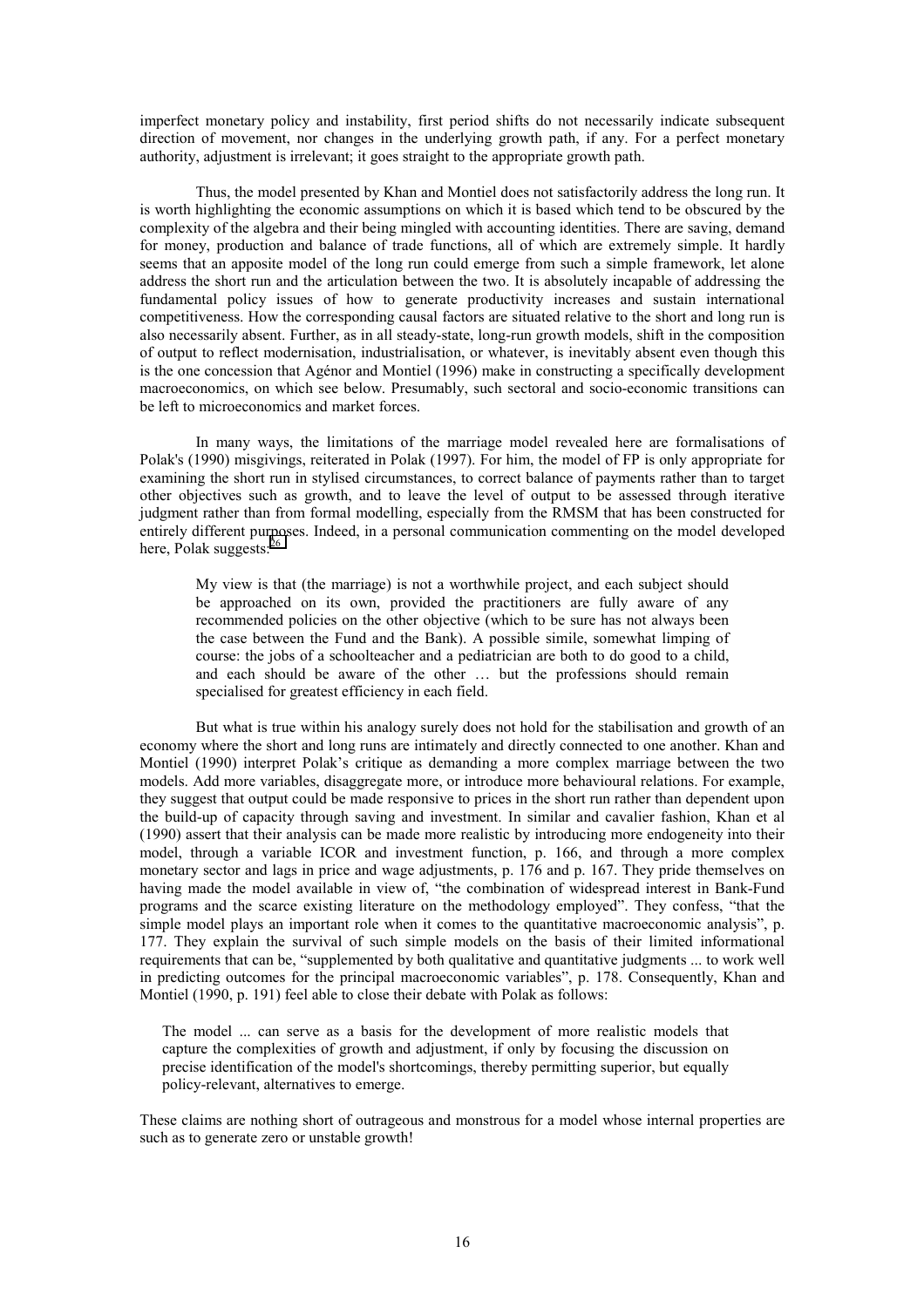imperfect monetary policy and instability, first period shifts do not necessarily indicate subsequent direction of movement, nor changes in the underlying growth path, if any. For a perfect monetary authority, adjustment is irrelevant; it goes straight to the appropriate growth path.

Thus, the model presented by Khan and Montiel does not satisfactorily address the long run. It is worth highlighting the economic assumptions on which it is based which tend to be obscured by the complexity of the algebra and their being mingled with accounting identities. There are saving, demand for money, production and balance of trade functions, all of which are extremely simple. It hardly seems that an apposite model of the long run could emerge from such a simple framework, let alone address the short run and the articulation between the two. It is absolutely incapable of addressing the fundamental policy issues of how to generate productivity increases and sustain international competitiveness. How the corresponding causal factors are situated relative to the short and long run is also necessarily absent. Further, as in all steady-state, long-run growth models, shift in the composition of output to reflect modernisation, industrialisation, or whatever, is inevitably absent even though this is the one concession that Agénor and Montiel (1996) make in constructing a specifically development macroeconomics, on which see below. Presumably, such sectoral and socio-economic transitions can be left to microeconomics and market forces.

In many ways, the limitations of the marriage model revealed here are formalisations of Polak's (1990) misgivings, reiterated in Polak (1997). For him, the model of FP is only appropriate for examining the short run in stylised circumstances, to correct balance of payments rather than to target other objectives such as growth, and to leave the level of output to be assessed through iterative judgment rather than from formal modelling, especially from the RMSM that has been constructed for entirely different purposes. Indeed, in a personal communication commenting on the model developed here, Polak suggests:[26]

> My view is that (the marriage) is not a worthwhile project, and each subject should be approached on its own, provided the practitioners are fully aware of any recommended policies on the other objective (which to be sure has not always been the case between the Fund and the Bank). A possible simile, somewhat limping of course: the jobs of a schoolteacher and a pediatrician are both to do good to a child, and each should be aware of the other … but the professions should remain specialised for greatest efficiency in each field.

But what is true within his analogy surely does not hold for the stabilisation and growth of an economy where the short and long runs are intimately and directly connected to one another. Khan and Montiel (1990) interpret Polak's critique as demanding a more complex marriage between the two models. Add more variables, disaggregate more, or introduce more behavioural relations. For example, they suggest that output could be made responsive to prices in the short run rather than dependent upon the build-up of capacity through saving and investment. In similar and cavalier fashion, Khan et al (1990) assert that their analysis can be made more realistic by introducing more endogeneity into their model, through a variable ICOR and investment function, p. 166, and through a more complex monetary sector and lags in price and wage adjustments, p. 176 and p. 167. They pride themselves on having made the model available in view of, "the combination of widespread interest in Bank-Fund programs and the scarce existing literature on the methodology employed". They confess, "that the simple model plays an important role when it comes to the quantitative macroeconomic analysis", p. 177. They explain the survival of such simple models on the basis of their limited informational requirements that can be, "supplemented by both qualitative and quantitative judgments ... to work well in predicting outcomes for the principal macroeconomic variables", p. 178. Consequently, Khan and Montiel (1990, p. 191) feel able to close their debate with Polak as follows:

> The model ... can serve as a basis for the development of more realistic models that capture the complexities of growth and adjustment, if only by focusing the discussion on precise identification of the model's shortcomings, thereby permitting superior, but equally policy-relevant, alternatives to emerge.

These claims are nothing short of outrageous and monstrous for a model whose internal properties are such as to generate zero or unstable growth!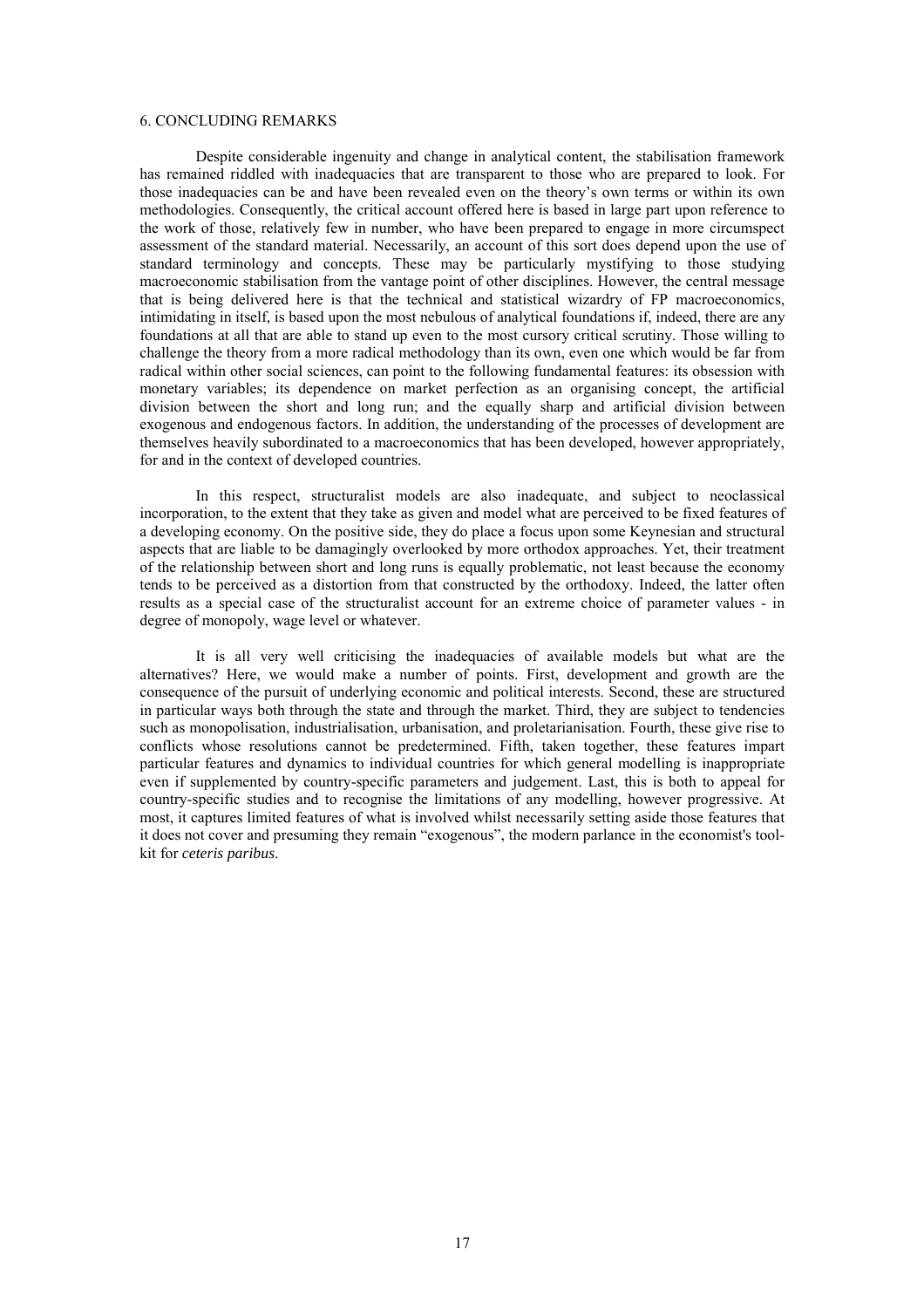## 6. CONCLUDING REMARKS

Despite considerable ingenuity and change in analytical content, the stabilisation framework has remained riddled with inadequacies that are transparent to those who are prepared to look. For those inadequacies can be and have been revealed even on the theory's own terms or within its own methodologies. Consequently, the critical account offered here is based in large part upon reference to the work of those, relatively few in number, who have been prepared to engage in more circumspect assessment of the standard material. Necessarily, an account of this sort does depend upon the use of standard terminology and concepts. These may be particularly mystifying to those studying macroeconomic stabilisation from the vantage point of other disciplines. However, the central message that is being delivered here is that the technical and statistical wizardry of FP macroeconomics, intimidating in itself, is based upon the most nebulous of analytical foundations if, indeed, there are any foundations at all that are able to stand up even to the most cursory critical scrutiny. Those willing to challenge the theory from a more radical methodology than its own, even one which would be far from radical within other social sciences, can point to the following fundamental features: its obsession with monetary variables; its dependence on market perfection as an organising concept, the artificial division between the short and long run; and the equally sharp and artificial division between exogenous and endogenous factors. In addition, the understanding of the processes of development are themselves heavily subordinated to a macroeconomics that has been developed, however appropriately, for and in the context of developed countries.

In this respect, structuralist models are also inadequate, and subject to neoclassical incorporation, to the extent that they take as given and model what are perceived to be fixed features of a developing economy. On the positive side, they do place a focus upon some Keynesian and structural aspects that are liable to be damagingly overlooked by more orthodox approaches. Yet, their treatment of the relationship between short and long runs is equally problematic, not least because the economy tends to be perceived as a distortion from that constructed by the orthodoxy. Indeed, the latter often results as a special case of the structuralist account for an extreme choice of parameter values - in degree of monopoly, wage level or whatever.

It is all very well criticising the inadequacies of available models but what are the alternatives? Here, we would make a number of points. First, development and growth are the consequence of the pursuit of underlying economic and political interests. Second, these are structured in particular ways both through the state and through the market. Third, they are subject to tendencies such as monopolisation, industrialisation, urbanisation, and proletarianisation. Fourth, these give rise to conflicts whose resolutions cannot be predetermined. Fifth, taken together, these features impart particular features and dynamics to individual countries for which general modelling is inappropriate even if supplemented by country-specific parameters and judgement. Last, this is both to appeal for country-specific studies and to recognise the limitations of any modelling, however progressive. At most, it captures limited features of what is involved whilst necessarily setting aside those features that it does not cover and presuming they remain "exogenous", the modern parlance in the economist's tool-kit for *ceteris paribus*.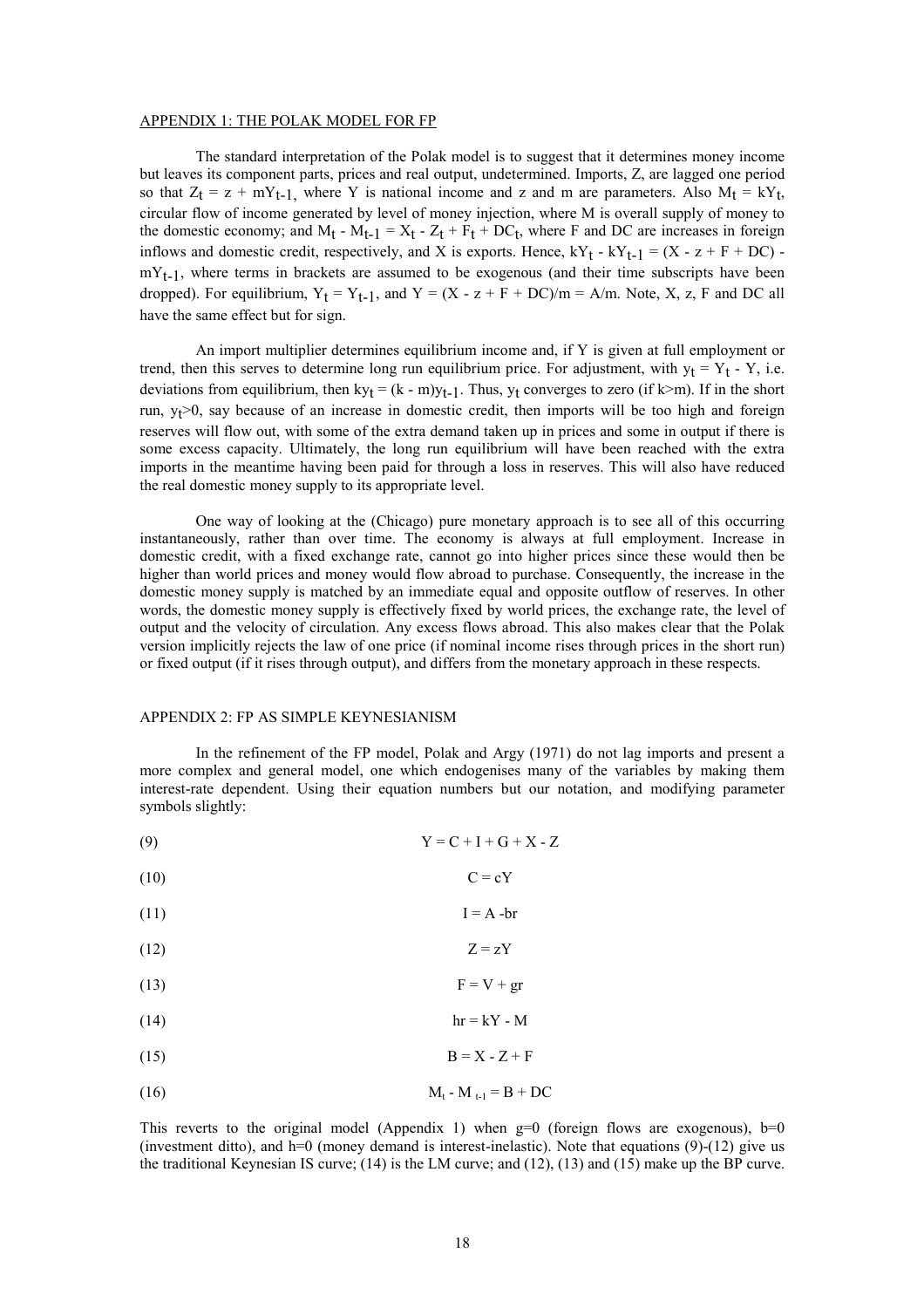## APPENDIX 1: THE POLAK MODEL FOR FP

The standard interpretation of the Polak model is to suggest that it determines money income but leaves its component parts, prices and real output, undetermined. Imports, Z, are lagged one period so that $Z_t = z + mY_{t-1}$, where Y is national income and z and m are parameters. Also $M_t = kY_t$, circular flow of income generated by level of money injection, where M is overall supply of money to the domestic economy; and $M_t - M_{t-1} = X_t - Z_t + F_t + DC_t$, where F and DC are increases in foreign inflows and domestic credit, respectively, and X is exports. Hence, $kY_t - kY_{t-1} = (X - z + F + DC) - mY_{t-1}$, where terms in brackets are assumed to be exogenous (and their time subscripts have been dropped). For equilibrium, $Y_t = Y_{t-1}$, and $Y = (X - z + F + DC)/m = A/m$. Note, X, z, F and DC all have the same effect but for sign.

An import multiplier determines equilibrium income and, if Y is given at full employment or trend, then this serves to determine long run equilibrium price. For adjustment, with $y_t = Y_t - Y$, i.e. deviations from equilibrium, then $ky_t = (k - m)y_{t-1}$. Thus, $y_t$ converges to zero (if k>m). If in the short run, $y_t>0$, say because of an increase in domestic credit, then imports will be too high and foreign reserves will flow out, with some of the extra demand taken up in prices and some in output if there is some excess capacity. Ultimately, the long run equilibrium will have been reached with the extra imports in the meantime having been paid for through a loss in reserves. This will also have reduced the real domestic money supply to its appropriate level.

One way of looking at the (Chicago) pure monetary approach is to see all of this occurring instantaneously, rather than over time. The economy is always at full employment. Increase in domestic credit, with a fixed exchange rate, cannot go into higher prices since these would then be higher than world prices and money would flow abroad to purchase. Consequently, the increase in the domestic money supply is matched by an immediate equal and opposite outflow of reserves. In other words, the domestic money supply is effectively fixed by world prices, the exchange rate, the level of output and the velocity of circulation. Any excess flows abroad. This also makes clear that the Polak version implicitly rejects the law of one price (if nominal income rises through prices in the short run) or fixed output (if it rises through output), and differs from the monetary approach in these respects.

## APPENDIX 2: FP AS SIMPLE KEYNESIANISM

In the refinement of the FP model, Polak and Argy (1971) do not lag imports and present a more complex and general model, one which endogenises many of the variables by making them interest-rate dependent. Using their equation numbers but our notation, and modifying parameter symbols slightly:

$$Y = C + I + G + X - Z \tag{9}$$

$$C = cY \tag{10}$$

$$I = A - br \tag{11}$$

$$Z = zY \tag{12}$$

$$F = V + gr \tag{13}$$

$$hr = kY - M \tag{14}$$

$$B = X - Z + F \tag{15}$$

$$M_t - M_{t-1} = B + DC \tag{16}$$

This reverts to the original model (Appendix 1) when g=0 (foreign flows are exogenous), b=0 (investment ditto), and h=0 (money demand is interest-inelastic). Note that equations (9)-(12) give us the traditional Keynesian IS curve; (14) is the LM curve; and (12), (13) and (15) make up the BP curve.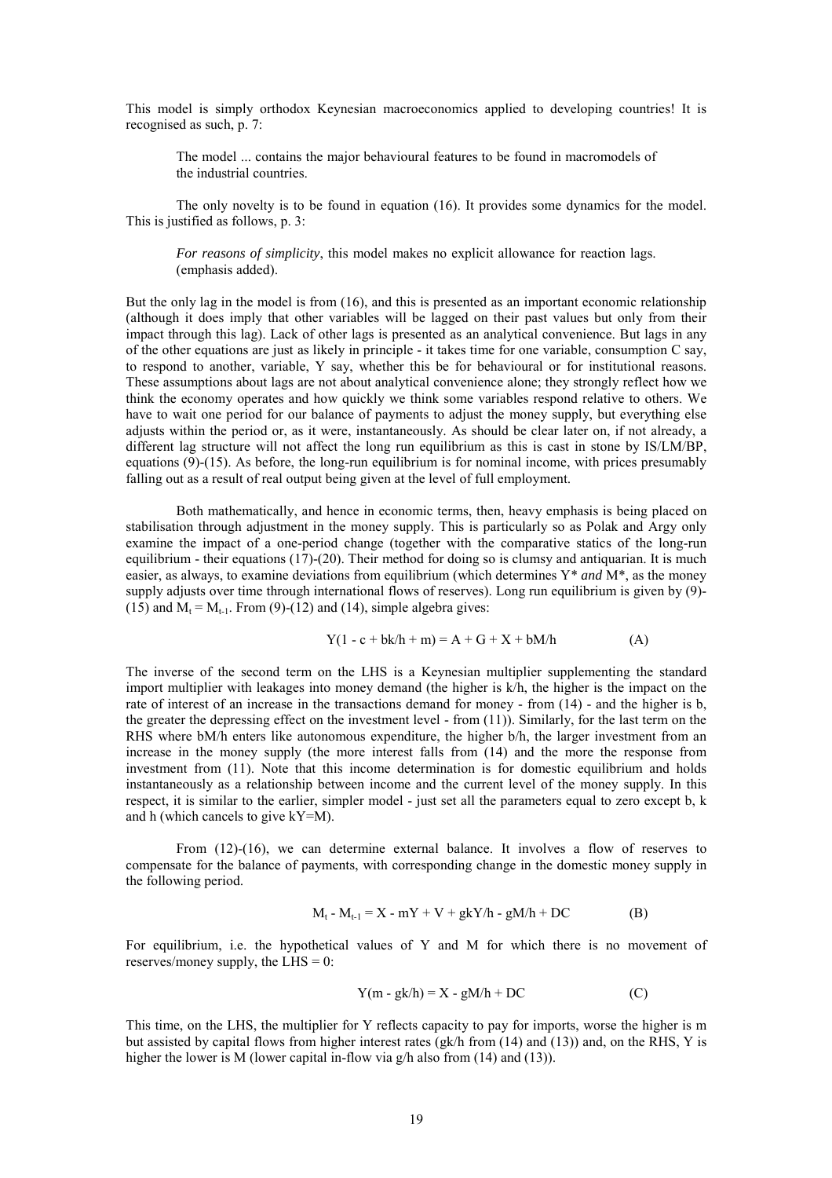This model is simply orthodox Keynesian macroeconomics applied to developing countries! It is recognised as such, p. 7:

> The model ... contains the major behavioural features to be found in macromodels of the industrial countries.

The only novelty is to be found in equation (16). It provides some dynamics for the model. This is justified as follows, p. 3:

> *For reasons of simplicity*, this model makes no explicit allowance for reaction lags. (emphasis added).

But the only lag in the model is from (16), and this is presented as an important economic relationship (although it does imply that other variables will be lagged on their past values but only from their impact through this lag). Lack of other lags is presented as an analytical convenience. But lags in any of the other equations are just as likely in principle - it takes time for one variable, consumption C say, to respond to another, variable, Y say, whether this be for behavioural or for institutional reasons. These assumptions about lags are not about analytical convenience alone; they strongly reflect how we think the economy operates and how quickly we think some variables respond relative to others. We have to wait one period for our balance of payments to adjust the money supply, but everything else adjusts within the period or, as it were, instantaneously. As should be clear later on, if not already, a different lag structure will not affect the long run equilibrium as this is cast in stone by IS/LM/BP, equations (9)-(15). As before, the long-run equilibrium is for nominal income, with prices presumably falling out as a result of real output being given at the level of full employment.

Both mathematically, and hence in economic terms, then, heavy emphasis is being placed on stabilisation through adjustment in the money supply. This is particularly so as Polak and Argy only examine the impact of a one-period change (together with the comparative statics of the long-run equilibrium - their equations (17)-(20). Their method for doing so is clumsy and antiquarian. It is much easier, as always, to examine deviations from equilibrium (which determines $Y^*$ *and* $M^*$, as the money supply adjusts over time through international flows of reserves). Long run equilibrium is given by (9)-(15) and $M_t = M_{t-1}$. From (9)-(12) and (14), simple algebra gives:

$$Y(1 - c + bk/h + m) = A + G + X + bM/h \qquad \text{(A)}$$

The inverse of the second term on the LHS is a Keynesian multiplier supplementing the standard import multiplier with leakages into money demand (the higher is k/h, the higher is the impact on the rate of interest of an increase in the transactions demand for money - from (14) - and the higher is b, the greater the depressing effect on the investment level - from (11)). Similarly, for the last term on the RHS where bM/h enters like autonomous expenditure, the higher b/h, the larger investment from an increase in the money supply (the more interest falls from (14) and the more the response from investment from (11). Note that this income determination is for domestic equilibrium and holds instantaneously as a relationship between income and the current level of the money supply. In this respect, it is similar to the earlier, simpler model - just set all the parameters equal to zero except b, k and h (which cancels to give kY=M).

From (12)-(16), we can determine external balance. It involves a flow of reserves to compensate for the balance of payments, with corresponding change in the domestic money supply in the following period.

$$M_t - M_{t-1} = X - mY + V + gkY/h - gM/h + DC \qquad \text{(B)}$$

For equilibrium, i.e. the hypothetical values of Y and M for which there is no movement of reserves/money supply, the LHS = 0:

$$Y(m - gk/h) = X - gM/h + DC \qquad \text{(C)}$$

This time, on the LHS, the multiplier for Y reflects capacity to pay for imports, worse the higher is m but assisted by capital flows from higher interest rates (gk/h from (14) and (13)) and, on the RHS, Y is higher the lower is M (lower capital in-flow via g/h also from (14) and (13)).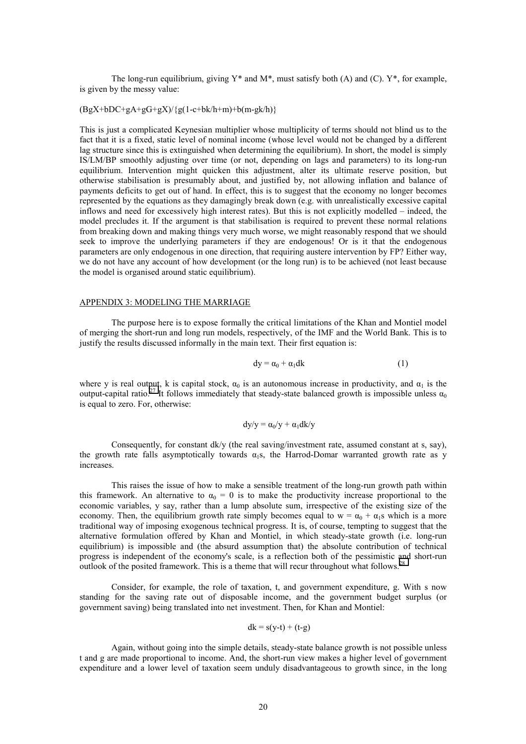The long-run equilibrium, giving Y* and M*, must satisfy both (A) and (C). Y*, for example, is given by the messy value:

$$(BgX+bDC+gA+gG+gX)/\{g(1-c+bk/h+m)+b(m-gk/h)\}$$

This is just a complicated Keynesian multiplier whose multiplicity of terms should not blind us to the fact that it is a fixed, static level of nominal income (whose level would not be changed by a different lag structure since this is extinguished when determining the equilibrium). In short, the model is simply IS/LM/BP smoothly adjusting over time (or not, depending on lags and parameters) to its long-run equilibrium. Intervention might quicken this adjustment, alter its ultimate reserve position, but otherwise stabilisation is presumably about, and justified by, not allowing inflation and balance of payments deficits to get out of hand. In effect, this is to suggest that the economy no longer becomes represented by the equations as they damagingly break down (e.g. with unrealistically excessive capital inflows and need for excessively high interest rates). But this is not explicitly modelled – indeed, the model precludes it. If the argument is that stabilisation is required to prevent these normal relations from breaking down and making things very much worse, we might reasonably respond that we should seek to improve the underlying parameters if they are endogenous! Or is it that the endogenous parameters are only endogenous in one direction, that requiring austere intervention by FP? Either way, we do not have any account of how development (or the long run) is to be achieved (not least because the model is organised around static equilibrium).

## APPENDIX 3: MODELING THE MARRIAGE

The purpose here is to expose formally the critical limitations of the Khan and Montiel model of merging the short-run and long run models, respectively, of the IMF and the World Bank. This is to justify the results discussed informally in the main text. Their first equation is:

$$dy = \alpha_0 + \alpha_1 dk \qquad (1)$$

where y is real output, k is capital stock, $\alpha_0$ is an autonomous increase in productivity, and $\alpha_1$ is the output-capital ratio.[27] It follows immediately that steady-state balanced growth is impossible unless $\alpha_0$ is equal to zero. For, otherwise:

$$dy/y = \alpha_0/y + \alpha_1 dk/y$$

Consequently, for constant dk/y (the real saving/investment rate, assumed constant at s, say), the growth rate falls asymptotically towards $\alpha_1$s, the Harrod-Domar warranted growth rate as y increases.

This raises the issue of how to make a sensible treatment of the long-run growth path within this framework. An alternative to $\alpha_0 = 0$ is to make the productivity increase proportional to the economic variables, y say, rather than a lump absolute sum, irrespective of the existing size of the economy. Then, the equilibrium growth rate simply becomes equal to $w = \alpha_0 + \alpha_1 s$ which is a more traditional way of imposing exogenous technical progress. It is, of course, tempting to suggest that the alternative formulation offered by Khan and Montiel, in which steady-state growth (i.e. long-run equilibrium) is impossible and (the absurd assumption that) the absolute contribution of technical progress is independent of the economy's scale, is a reflection both of the pessimistic and short-run outlook of the posited framework. This is a theme that will recur throughout what follows.[28]

Consider, for example, the role of taxation, t, and government expenditure, g. With s now standing for the saving rate out of disposable income, and the government budget surplus (or government saving) being translated into net investment. Then, for Khan and Montiel:

$$dk = s(y-t) + (t-g)$$

Again, without going into the simple details, steady-state balance growth is not possible unless t and g are made proportional to income. And, the short-run view makes a higher level of government expenditure and a lower level of taxation seem unduly disadvantageous to growth since, in the long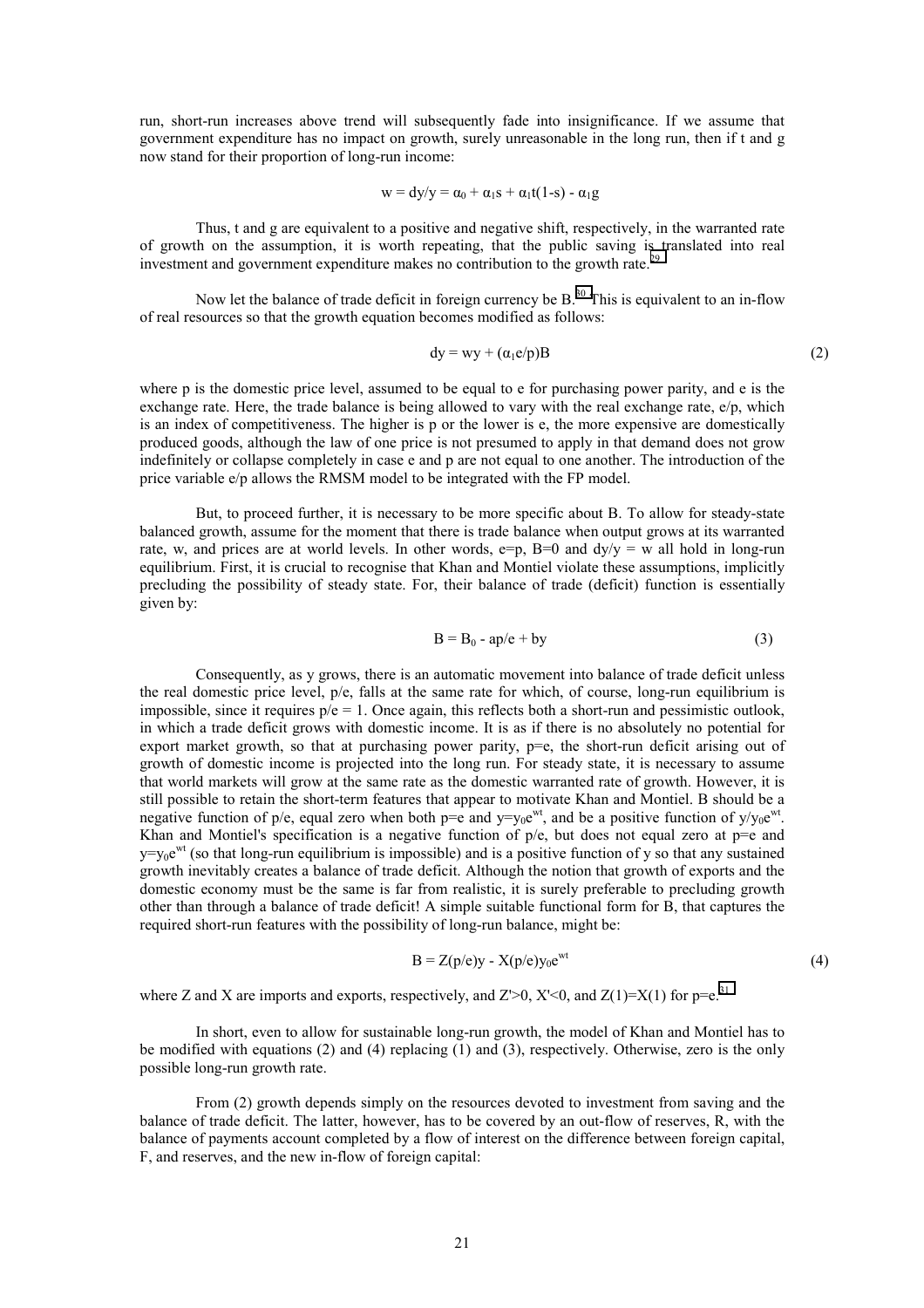run, short-run increases above trend will subsequently fade into insignificance. If we assume that government expenditure has no impact on growth, surely unreasonable in the long run, then if t and g now stand for their proportion of long-run income:

$$w = dy/y = \alpha_0 + \alpha_1 s + \alpha_1 t(1-s) - \alpha_1 g$$

Thus, t and g are equivalent to a positive and negative shift, respectively, in the warranted rate of growth on the assumption, it is worth repeating, that the public saving is translated into real investment and government expenditure makes no contribution to the growth rate.[29]

Now let the balance of trade deficit in foreign currency be B.[30] This is equivalent to an in-flow of real resources so that the growth equation becomes modified as follows:

$$dy = wy + (\alpha_1 e/p)B \tag{2}$$

where p is the domestic price level, assumed to be equal to e for purchasing power parity, and e is the exchange rate. Here, the trade balance is being allowed to vary with the real exchange rate, e/p, which is an index of competitiveness. The higher is p or the lower is e, the more expensive are domestically produced goods, although the law of one price is not presumed to apply in that demand does not grow indefinitely or collapse completely in case e and p are not equal to one another. The introduction of the price variable e/p allows the RMSM model to be integrated with the FP model.

But, to proceed further, it is necessary to be more specific about B. To allow for steady-state balanced growth, assume for the moment that there is trade balance when output grows at its warranted rate, w, and prices are at world levels. In other words, e=p, B=0 and dy/y = w all hold in long-run equilibrium. First, it is crucial to recognise that Khan and Montiel violate these assumptions, implicitly precluding the possibility of steady state. For, their balance of trade (deficit) function is essentially given by:

$$B = B_0 - ap/e + by \tag{3}$$

Consequently, as y grows, there is an automatic movement into balance of trade deficit unless the real domestic price level, p/e, falls at the same rate for which, of course, long-run equilibrium is impossible, since it requires p/e = 1. Once again, this reflects both a short-run and pessimistic outlook, in which a trade deficit grows with domestic income. It is as if there is no absolutely no potential for export market growth, so that at purchasing power parity, p=e, the short-run deficit arising out of growth of domestic income is projected into the long run. For steady state, it is necessary to assume that world markets will grow at the same rate as the domestic warranted rate of growth. However, it is still possible to retain the short-term features that appear to motivate Khan and Montiel. B should be a negative function of p/e, equal zero when both p=e and $y=y_0e^{wt}$, and be a positive function of $y/y_0e^{wt}$. Khan and Montiel's specification is a negative function of p/e, but does not equal zero at p=e and $y=y_0e^{wt}$ (so that long-run equilibrium is impossible) and is a positive function of y so that any sustained growth inevitably creates a balance of trade deficit. Although the notion that growth of exports and the domestic economy must be the same is far from realistic, it is surely preferable to precluding growth other than through a balance of trade deficit! A simple suitable functional form for B, that captures the required short-run features with the possibility of long-run balance, might be:

$$B = Z(p/e)y - X(p/e)y_0e^{wt} \tag{4}$$

where Z and X are imports and exports, respectively, and $Z'>0$, $X'<0$, and $Z(1)=X(1)$ for p=e.[31]

In short, even to allow for sustainable long-run growth, the model of Khan and Montiel has to be modified with equations (2) and (4) replacing (1) and (3), respectively. Otherwise, zero is the only possible long-run growth rate.

From (2) growth depends simply on the resources devoted to investment from saving and the balance of trade deficit. The latter, however, has to be covered by an out-flow of reserves, R, with the balance of payments account completed by a flow of interest on the difference between foreign capital, F, and reserves, and the new in-flow of foreign capital: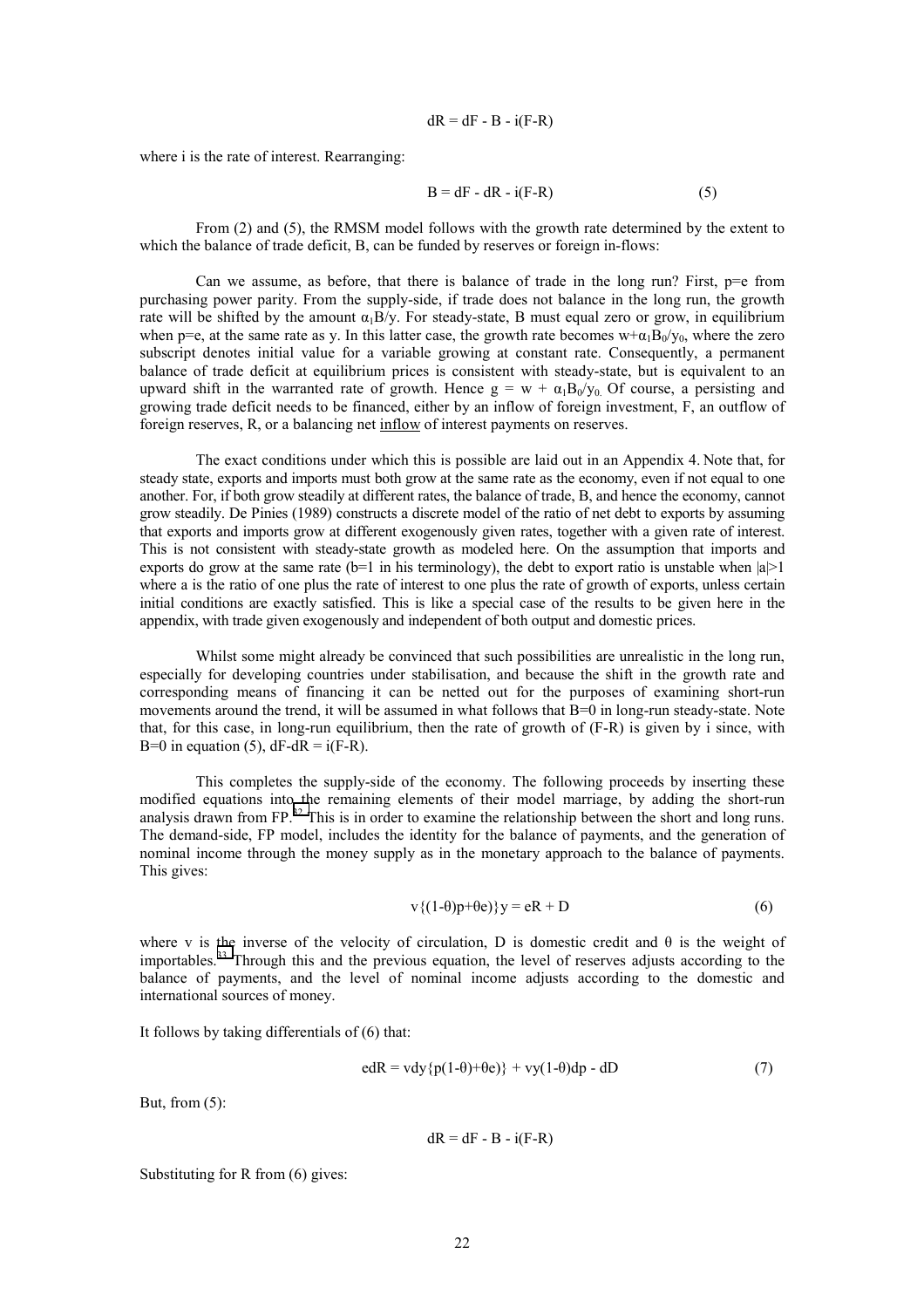$$dR = dF - B - i(F-R)$$

where i is the rate of interest. Rearranging:

$$B = dF - dR - i(F-R) \qquad (5)$$

From (2) and (5), the RMSM model follows with the growth rate determined by the extent to which the balance of trade deficit, B, can be funded by reserves or foreign in-flows:

Can we assume, as before, that there is balance of trade in the long run? First, p=e from purchasing power parity. From the supply-side, if trade does not balance in the long run, the growth rate will be shifted by the amount $\alpha_1 B/y$. For steady-state, B must equal zero or grow, in equilibrium when p=e, at the same rate as y. In this latter case, the growth rate becomes $w+\alpha_1 B_0/y_0$, where the zero subscript denotes initial value for a variable growing at constant rate. Consequently, a permanent balance of trade deficit at equilibrium prices is consistent with steady-state, but is equivalent to an upward shift in the warranted rate of growth. Hence $g = w + \alpha_1 B_0/y_0$. Of course, a persisting and growing trade deficit needs to be financed, either by an inflow of foreign investment, F, an outflow of foreign reserves, R, or a balancing net <u>inflow</u> of interest payments on reserves.

The exact conditions under which this is possible are laid out in an Appendix 4. Note that, for steady state, exports and imports must both grow at the same rate as the economy, even if not equal to one another. For, if both grow steadily at different rates, the balance of trade, B, and hence the economy, cannot grow steadily. De Pinies (1989) constructs a discrete model of the ratio of net debt to exports by assuming that exports and imports grow at different exogenously given rates, together with a given rate of interest. This is not consistent with steady-state growth as modeled here. On the assumption that imports and exports do grow at the same rate (b=1 in his terminology), the debt to export ratio is unstable when $|a|>1$ where a is the ratio of one plus the rate of interest to one plus the rate of growth of exports, unless certain initial conditions are exactly satisfied. This is like a special case of the results to be given here in the appendix, with trade given exogenously and independent of both output and domestic prices.

Whilst some might already be convinced that such possibilities are unrealistic in the long run, especially for developing countries under stabilisation, and because the shift in the growth rate and corresponding means of financing it can be netted out for the purposes of examining short-run movements around the trend, it will be assumed in what follows that B=0 in long-run steady-state. Note that, for this case, in long-run equilibrium, then the rate of growth of (F-R) is given by i since, with B=0 in equation (5), $dF-dR = i(F-R)$.

This completes the supply-side of the economy. The following proceeds by inserting these modified equations into the remaining elements of their model marriage, by adding the short-run analysis drawn from FP.[32] This is in order to examine the relationship between the short and long runs. The demand-side, FP model, includes the identity for the balance of payments, and the generation of nominal income through the money supply as in the monetary approach to the balance of payments. This gives:

$$v\{(1-\theta)p+\theta e)\}y = eR + D \qquad (6)$$

where v is the inverse of the velocity of circulation, D is domestic credit and θ is the weight of importables.[33] Through this and the previous equation, the level of reserves adjusts according to the balance of payments, and the level of nominal income adjusts according to the domestic and international sources of money.

It follows by taking differentials of (6) that:

$$edR = vdy\{p(1-\theta)+\theta e)\} + vy(1-\theta)dp - dD \qquad (7)$$

But, from (5):

$$dR = dF - B - i(F-R)$$

Substituting for R from (6) gives: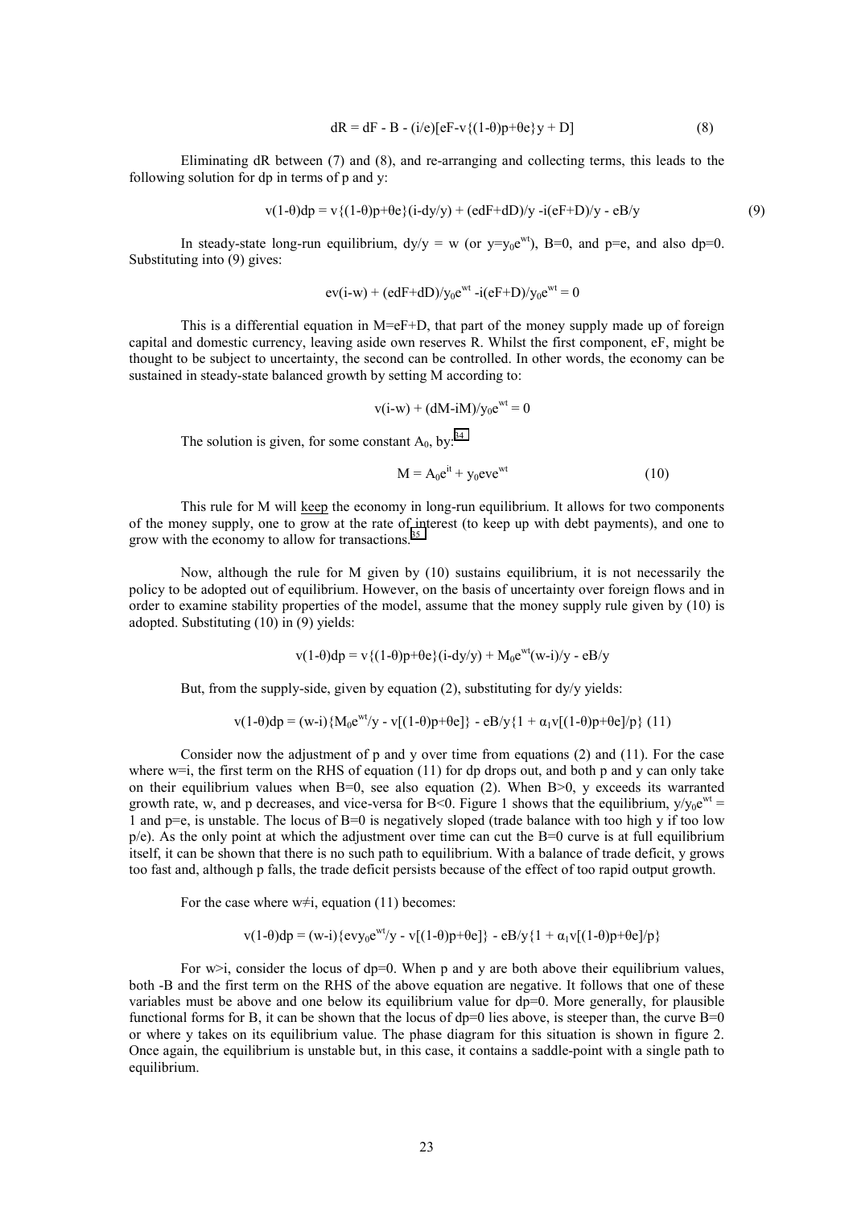$$dR = dF - B - (i/e)[eF-v\{(1-\theta)p+\theta e\}y + D] \qquad (8)$$

Eliminating dR between (7) and (8), and re-arranging and collecting terms, this leads to the following solution for dp in terms of p and y:

$$v(1-\theta)dp = v\{(1-\theta)p+\theta e\}(i-dy/y) + (edF+dD)/y - i(eF+D)/y - eB/y \qquad (9)$$

In steady-state long-run equilibrium, $dy/y = w$ (or $y=y_0e^{wt}$), $B=0$, and $p=e$, and also $dp=0$. Substituting into (9) gives:

$$ev(i-w) + (edF+dD)/y_0e^{wt} - i(eF+D)/y_0e^{wt} = 0$$

This is a differential equation in $M=eF+D$, that part of the money supply made up of foreign capital and domestic currency, leaving aside own reserves R. Whilst the first component, eF, might be thought to be subject to uncertainty, the second can be controlled. In other words, the economy can be sustained in steady-state balanced growth by setting M according to:

$$v(i-w) + (dM-iM)/y_0e^{wt} = 0$$

The solution is given, for some constant $A_0$, by:[34]

$$M = A_0e^{it} + y_0eve^{wt} \qquad (10)$$

This rule for M will <u>keep</u> the economy in long-run equilibrium. It allows for two components of the money supply, one to grow at the rate of interest (to keep up with debt payments), and one to grow with the economy to allow for transactions.[35]

Now, although the rule for M given by (10) sustains equilibrium, it is not necessarily the policy to be adopted out of equilibrium. However, on the basis of uncertainty over foreign flows and in order to examine stability properties of the model, assume that the money supply rule given by (10) is adopted. Substituting (10) in (9) yields:

$$v(1-\theta)dp = v\{(1-\theta)p+\theta e\}(i-dy/y) + M_0e^{wt}(w-i)/y - eB/y$$

But, from the supply-side, given by equation (2), substituting for dy/y yields:

$$v(1-\theta)dp = (w-i)\{M_0e^{wt}/y - v[(1-\theta)p+\theta e]\} - eB/y\{1 + \alpha_1v[(1-\theta)p+\theta e]/p\} \qquad (11)$$

Consider now the adjustment of p and y over time from equations (2) and (11). For the case where $w=i$, the first term on the RHS of equation (11) for dp drops out, and both p and y can only take on their equilibrium values when $B=0$, see also equation (2). When $B>0$, y exceeds its warranted growth rate, w, and p decreases, and vice-versa for $B<0$. Figure 1 shows that the equilibrium, $y/y_0e^{wt} = 1$ and $p=e$, is unstable. The locus of $B=0$ is negatively sloped (trade balance with too high y if too low p/e). As the only point at which the adjustment over time can cut the $B=0$ curve is at full equilibrium itself, it can be shown that there is no such path to equilibrium. With a balance of trade deficit, y grows too fast and, although p falls, the trade deficit persists because of the effect of too rapid output growth.

For the case where $w\neq i$, equation (11) becomes:

$$v(1-\theta)dp = (w-i)\{evy_0e^{wt}/y - v[(1-\theta)p+\theta e]\} - eB/y\{1 + \alpha_1v[(1-\theta)p+\theta e]/p\}$$

For $w>i$, consider the locus of $dp=0$. When p and y are both above their equilibrium values, both $-B$ and the first term on the RHS of the above equation are negative. It follows that one of these variables must be above and one below its equilibrium value for $dp=0$. More generally, for plausible functional forms for B, it can be shown that the locus of $dp=0$ lies above, is steeper than, the curve $B=0$ or where y takes on its equilibrium value. The phase diagram for this situation is shown in figure 2. Once again, the equilibrium is unstable but, in this case, it contains a saddle-point with a single path to equilibrium.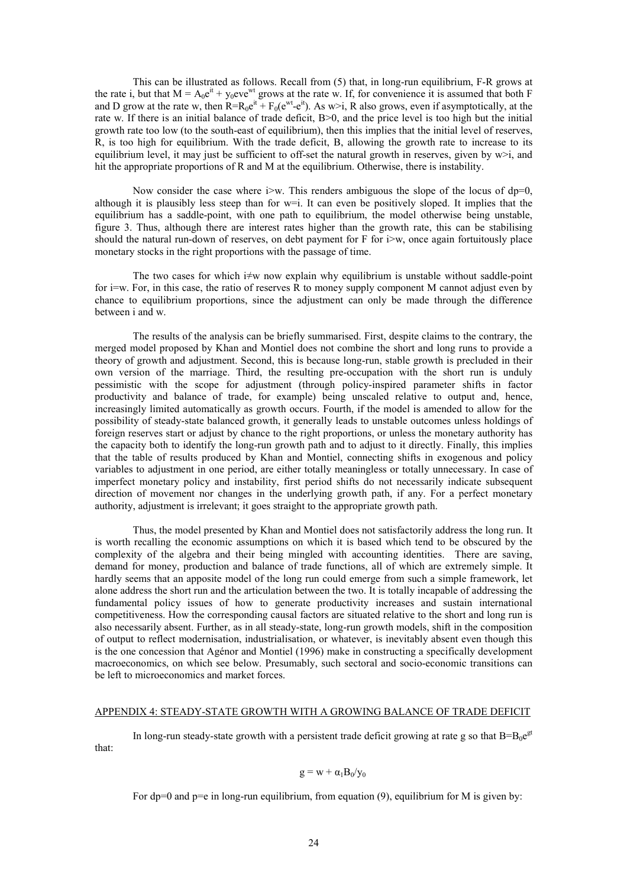This can be illustrated as follows. Recall from (5) that, in long-run equilibrium, F-R grows at the rate i, but that $M = A_0e^{it} + y_0eve^{wt}$ grows at the rate w. If, for convenience it is assumed that both F and D grow at the rate w, then $R=R_0e^{it} + F_0(e^{wt}-e^{it})$. As w>i, R also grows, even if asymptotically, at the rate w. If there is an initial balance of trade deficit, B>0, and the price level is too high but the initial growth rate too low (to the south-east of equilibrium), then this implies that the initial level of reserves, R, is too high for equilibrium. With the trade deficit, B, allowing the growth rate to increase to its equilibrium level, it may just be sufficient to off-set the natural growth in reserves, given by w>i, and hit the appropriate proportions of R and M at the equilibrium. Otherwise, there is instability.

Now consider the case where i>w. This renders ambiguous the slope of the locus of dp=0, although it is plausibly less steep than for w=i. It can even be positively sloped. It implies that the equilibrium has a saddle-point, with one path to equilibrium, the model otherwise being unstable, figure 3. Thus, although there are interest rates higher than the growth rate, this can be stabilising should the natural run-down of reserves, on debt payment for F for i>w, once again fortuitously place monetary stocks in the right proportions with the passage of time.

The two cases for which i≠w now explain why equilibrium is unstable without saddle-point for i=w. For, in this case, the ratio of reserves R to money supply component M cannot adjust even by chance to equilibrium proportions, since the adjustment can only be made through the difference between i and w.

The results of the analysis can be briefly summarised. First, despite claims to the contrary, the merged model proposed by Khan and Montiel does not combine the short and long runs to provide a theory of growth and adjustment. Second, this is because long-run, stable growth is precluded in their own version of the marriage. Third, the resulting pre-occupation with the short run is unduly pessimistic with the scope for adjustment (through policy-inspired parameter shifts in factor productivity and balance of trade, for example) being unscaled relative to output and, hence, increasingly limited automatically as growth occurs. Fourth, if the model is amended to allow for the possibility of steady-state balanced growth, it generally leads to unstable outcomes unless holdings of foreign reserves start or adjust by chance to the right proportions, or unless the monetary authority has the capacity both to identify the long-run growth path and to adjust to it directly. Finally, this implies that the table of results produced by Khan and Montiel, connecting shifts in exogenous and policy variables to adjustment in one period, are either totally meaningless or totally unnecessary. In case of imperfect monetary policy and instability, first period shifts do not necessarily indicate subsequent direction of movement nor changes in the underlying growth path, if any. For a perfect monetary authority, adjustment is irrelevant; it goes straight to the appropriate growth path.

Thus, the model presented by Khan and Montiel does not satisfactorily address the long run. It is worth recalling the economic assumptions on which it is based which tend to be obscured by the complexity of the algebra and their being mingled with accounting identities. There are saving, demand for money, production and balance of trade functions, all of which are extremely simple. It hardly seems that an apposite model of the long run could emerge from such a simple framework, let alone address the short run and the articulation between the two. It is totally incapable of addressing the fundamental policy issues of how to generate productivity increases and sustain international competitiveness. How the corresponding causal factors are situated relative to the short and long run is also necessarily absent. Further, as in all steady-state, long-run growth models, shift in the composition of output to reflect modernisation, industrialisation, or whatever, is inevitably absent even though this is the one concession that Agénor and Montiel (1996) make in constructing a specifically development macroeconomics, on which see below. Presumably, such sectoral and socio-economic transitions can be left to microeconomics and market forces.

## APPENDIX 4: STEADY-STATE GROWTH WITH A GROWING BALANCE OF TRADE DEFICIT

In long-run steady-state growth with a persistent trade deficit growing at rate g so that $B=B_0e^{gt}$ that:

$$g = w + \alpha_1 B_0/y_0$$

For dp=0 and p=e in long-run equilibrium, from equation (9), equilibrium for M is given by: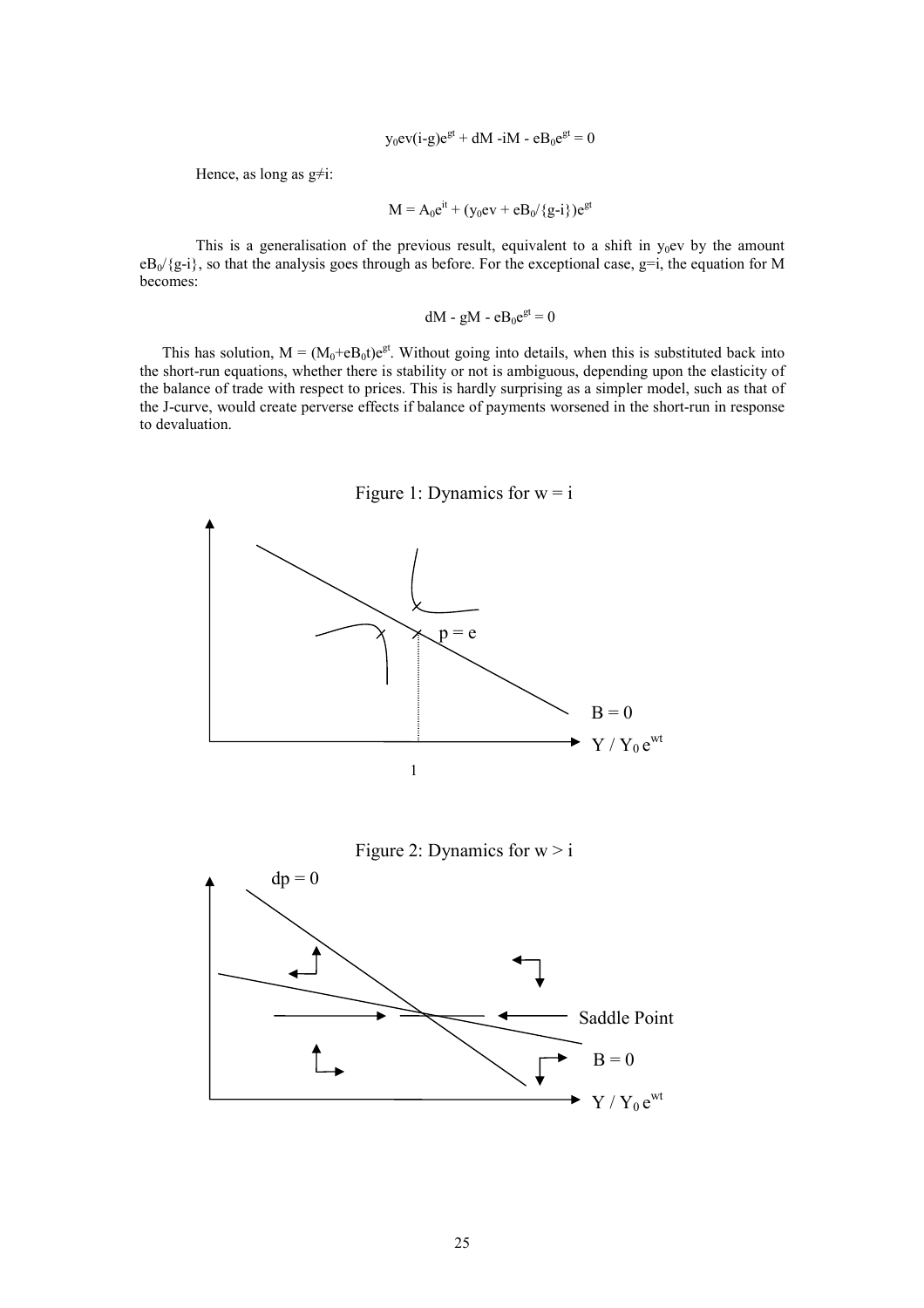$$y_0ev(i-g)e^{gt} + dM - iM - eB_0e^{gt} = 0$$

Hence, as long as g≠i:

$$M = A_0e^{it} + (y_0ev + eB_0/\{g-i\})e^{gt}$$

This is a generalisation of the previous result, equivalent to a shift in $y_0ev$ by the amount $eB_0/\{g-i\}$, so that the analysis goes through as before. For the exceptional case, g=i, the equation for M becomes:

$$dM - gM - eB_0e^{gt} = 0$$

This has solution, $M = (M_0+eB_0t)e^{gt}$. Without going into details, when this is substituted back into the short-run equations, whether there is stability or not is ambiguous, depending upon the elasticity of the balance of trade with respect to prices. This is hardly surprising as a simpler model, such as that of the J-curve, would create perverse effects if balance of payments worsened in the short-run in response to devaluation.

Figure 1: Dynamics for w = i

Figure 2: Dynamics for w > i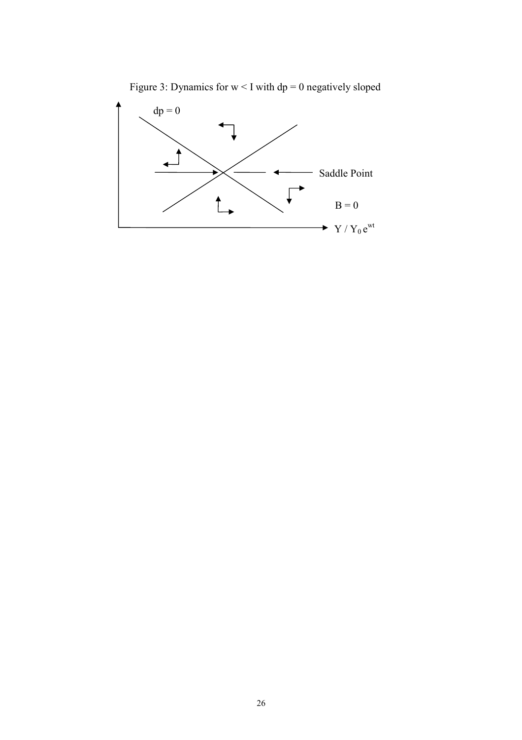Figure 3: Dynamics for w < I with dp = 0 negatively sloped

dp = 0

Saddle Point

B = 0

$Y / Y_0 e^{wt}$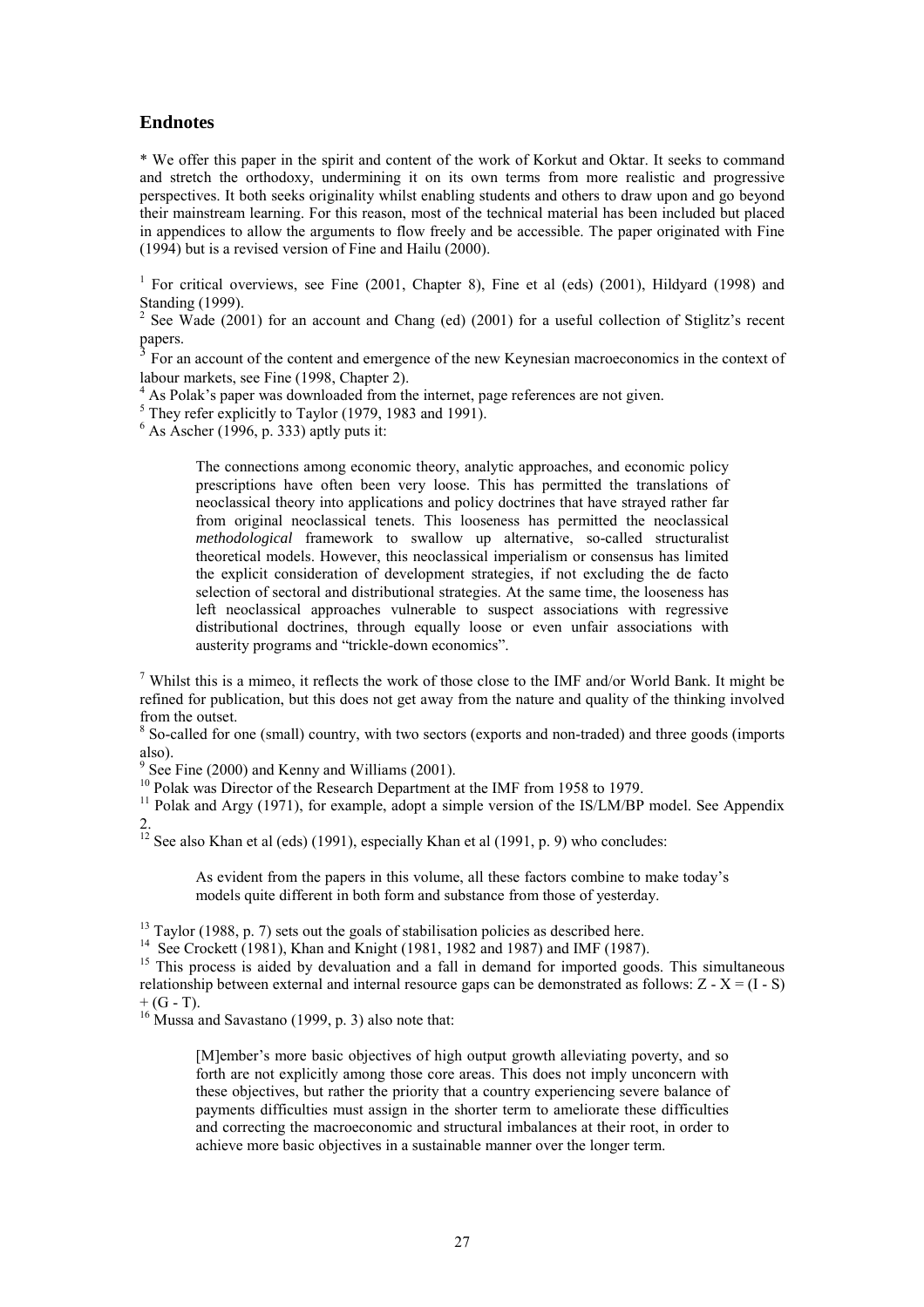## Endnotes

\* We offer this paper in the spirit and content of the work of Korkut and Oktar. It seeks to command and stretch the orthodoxy, undermining it on its own terms from more realistic and progressive perspectives. It both seeks originality whilst enabling students and others to draw upon and go beyond their mainstream learning. For this reason, most of the technical material has been included but placed in appendices to allow the arguments to flow freely and be accessible. The paper originated with Fine (1994) but is a revised version of Fine and Hailu (2000).

[1] For critical overviews, see Fine (2001, Chapter 8), Fine et al (eds) (2001), Hildyard (1998) and Standing (1999).

[2] See Wade (2001) for an account and Chang (ed) (2001) for a useful collection of Stiglitz's recent papers.

[3] For an account of the content and emergence of the new Keynesian macroeconomics in the context of labour markets, see Fine (1998, Chapter 2).

[4] As Polak's paper was downloaded from the internet, page references are not given.

[5] They refer explicitly to Taylor (1979, 1983 and 1991).

[6] As Ascher (1996, p. 333) aptly puts it:

> The connections among economic theory, analytic approaches, and economic policy prescriptions have often been very loose. This has permitted the translations of neoclassical theory into applications and policy doctrines that have strayed rather far from original neoclassical tenets. This looseness has permitted the neoclassical *methodological* framework to swallow up alternative, so-called structuralist theoretical models. However, this neoclassical imperialism or consensus has limited the explicit consideration of development strategies, if not excluding the de facto selection of sectoral and distributional strategies. At the same time, the looseness has left neoclassical approaches vulnerable to suspect associations with regressive distributional doctrines, through equally loose or even unfair associations with austerity programs and "trickle-down economics".

[7] Whilst this is a mimeo, it reflects the work of those close to the IMF and/or World Bank. It might be refined for publication, but this does not get away from the nature and quality of the thinking involved from the outset.

[8] So-called for one (small) country, with two sectors (exports and non-traded) and three goods (imports also).

[9] See Fine (2000) and Kenny and Williams (2001).

[10] Polak was Director of the Research Department at the IMF from 1958 to 1979.

[11] Polak and Argy (1971), for example, adopt a simple version of the IS/LM/BP model. See Appendix 2.

[12] See also Khan et al (eds) (1991), especially Khan et al (1991, p. 9) who concludes:

> As evident from the papers in this volume, all these factors combine to make today's models quite different in both form and substance from those of yesterday.

[13] Taylor (1988, p. 7) sets out the goals of stabilisation policies as described here.

[14] See Crockett (1981), Khan and Knight (1981, 1982 and 1987) and IMF (1987).

[15] This process is aided by devaluation and a fall in demand for imported goods. This simultaneous relationship between external and internal resource gaps can be demonstrated as follows: $Z - X = (I - S) + (G - T)$.

[16] Mussa and Savastano (1999, p. 3) also note that:

> [M]ember's more basic objectives of high output growth alleviating poverty, and so forth are not explicitly among those core areas. This does not imply unconcern with these objectives, but rather the priority that a country experiencing severe balance of payments difficulties must assign in the shorter term to ameliorate these difficulties and correcting the macroeconomic and structural imbalances at their root, in order to achieve more basic objectives in a sustainable manner over the longer term.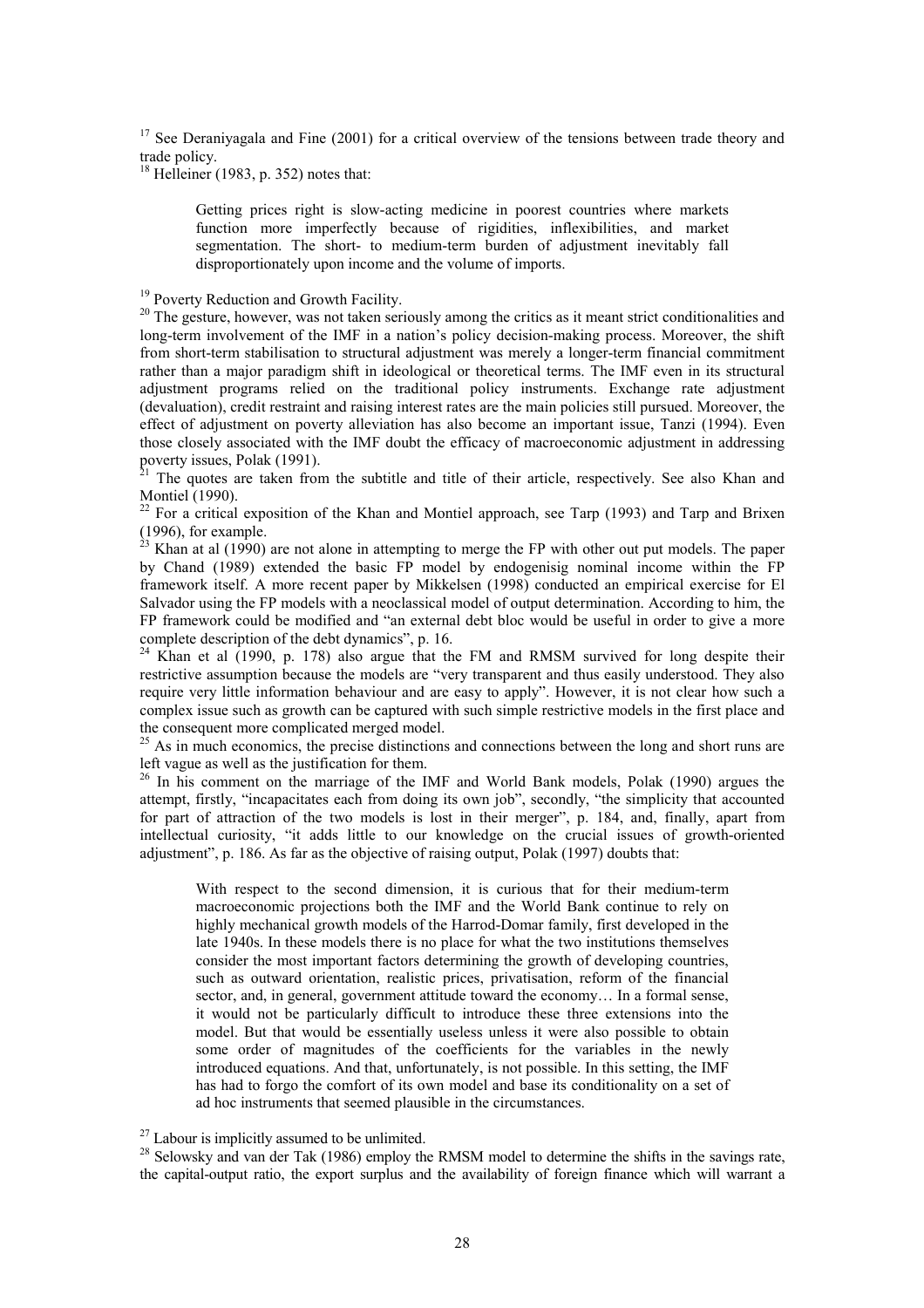[17] See Deraniyagala and Fine (2001) for a critical overview of the tensions between trade theory and trade policy.

[18] Helleiner (1983, p. 352) notes that:

> Getting prices right is slow-acting medicine in poorest countries where markets function more imperfectly because of rigidities, inflexibilities, and market segmentation. The short- to medium-term burden of adjustment inevitably fall disproportionately upon income and the volume of imports.

[19] Poverty Reduction and Growth Facility.

[20] The gesture, however, was not taken seriously among the critics as it meant strict conditionalities and long-term involvement of the IMF in a nation's policy decision-making process. Moreover, the shift from short-term stabilisation to structural adjustment was merely a longer-term financial commitment rather than a major paradigm shift in ideological or theoretical terms. The IMF even in its structural adjustment programs relied on the traditional policy instruments. Exchange rate adjustment (devaluation), credit restraint and raising interest rates are the main policies still pursued. Moreover, the effect of adjustment on poverty alleviation has also become an important issue, Tanzi (1994). Even those closely associated with the IMF doubt the efficacy of macroeconomic adjustment in addressing poverty issues, Polak (1991).

[21] The quotes are taken from the subtitle and title of their article, respectively. See also Khan and Montiel (1990).

[22] For a critical exposition of the Khan and Montiel approach, see Tarp (1993) and Tarp and Brixen (1996), for example.

[23] Khan at al (1990) are not alone in attempting to merge the FP with other out put models. The paper by Chand (1989) extended the basic FP model by endogenisig nominal income within the FP framework itself. A more recent paper by Mikkelsen (1998) conducted an empirical exercise for El Salvador using the FP models with a neoclassical model of output determination. According to him, the FP framework could be modified and "an external debt bloc would be useful in order to give a more complete description of the debt dynamics", p. 16.

[24] Khan et al (1990, p. 178) also argue that the FM and RMSM survived for long despite their restrictive assumption because the models are "very transparent and thus easily understood. They also require very little information behaviour and are easy to apply". However, it is not clear how such a complex issue such as growth can be captured with such simple restrictive models in the first place and the consequent more complicated merged model.

[25] As in much economics, the precise distinctions and connections between the long and short runs are left vague as well as the justification for them.

[26] In his comment on the marriage of the IMF and World Bank models, Polak (1990) argues the attempt, firstly, "incapacitates each from doing its own job", secondly, "the simplicity that accounted for part of attraction of the two models is lost in their merger", p. 184, and, finally, apart from intellectual curiosity, "it adds little to our knowledge on the crucial issues of growth-oriented adjustment", p. 186. As far as the objective of raising output, Polak (1997) doubts that:

> With respect to the second dimension, it is curious that for their medium-term macroeconomic projections both the IMF and the World Bank continue to rely on highly mechanical growth models of the Harrod-Domar family, first developed in the late 1940s. In these models there is no place for what the two institutions themselves consider the most important factors determining the growth of developing countries, such as outward orientation, realistic prices, privatisation, reform of the financial sector, and, in general, government attitude toward the economy… In a formal sense, it would not be particularly difficult to introduce these three extensions into the model. But that would be essentially useless unless it were also possible to obtain some order of magnitudes of the coefficients for the variables in the newly introduced equations. And that, unfortunately, is not possible. In this setting, the IMF has had to forgo the comfort of its own model and base its conditionality on a set of ad hoc instruments that seemed plausible in the circumstances.

[27] Labour is implicitly assumed to be unlimited.

[28] Selowsky and van der Tak (1986) employ the RMSM model to determine the shifts in the savings rate, the capital-output ratio, the export surplus and the availability of foreign finance which will warrant a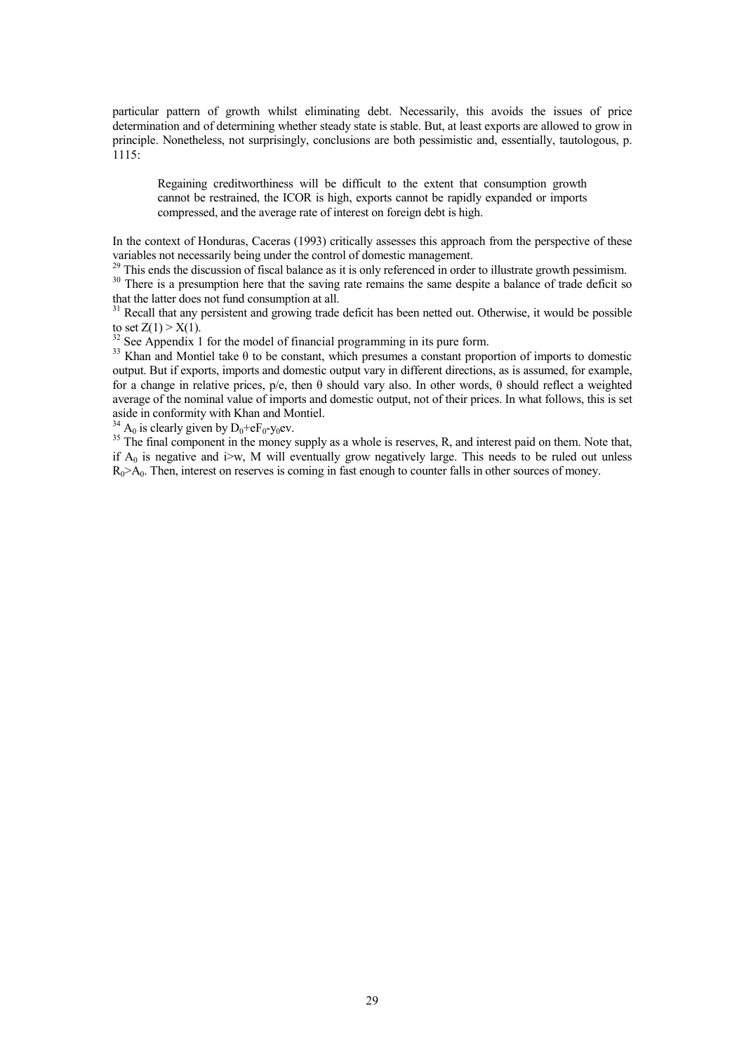particular pattern of growth whilst eliminating debt. Necessarily, this avoids the issues of price determination and of determining whether steady state is stable. But, at least exports are allowed to grow in principle. Nonetheless, not surprisingly, conclusions are both pessimistic and, essentially, tautologous, p. 1115:

> Regaining creditworthiness will be difficult to the extent that consumption growth cannot be restrained, the ICOR is high, exports cannot be rapidly expanded or imports compressed, and the average rate of interest on foreign debt is high.

In the context of Honduras, Caceras (1993) critically assesses this approach from the perspective of these variables not necessarily being under the control of domestic management.

[29] This ends the discussion of fiscal balance as it is only referenced in order to illustrate growth pessimism.

[30] There is a presumption here that the saving rate remains the same despite a balance of trade deficit so that the latter does not fund consumption at all.

[31] Recall that any persistent and growing trade deficit has been netted out. Otherwise, it would be possible to set $Z(1) > X(1)$.

[32] See Appendix 1 for the model of financial programming in its pure form.

[33] Khan and Montiel take $\theta$ to be constant, which presumes a constant proportion of imports to domestic output. But if exports, imports and domestic output vary in different directions, as is assumed, for example, for a change in relative prices, $p/e$, then $\theta$ should vary also. In other words, $\theta$ should reflect a weighted average of the nominal value of imports and domestic output, not of their prices. In what follows, this is set aside in conformity with Khan and Montiel.

[34] $A_0$ is clearly given by $D_0+eF_0-y_0ev$.

[35] The final component in the money supply as a whole is reserves, R, and interest paid on them. Note that, if $A_0$ is negative and $i>w$, M will eventually grow negatively large. This needs to be ruled out unless $R_0>A_0$. Then, interest on reserves is coming in fast enough to counter falls in other sources of money.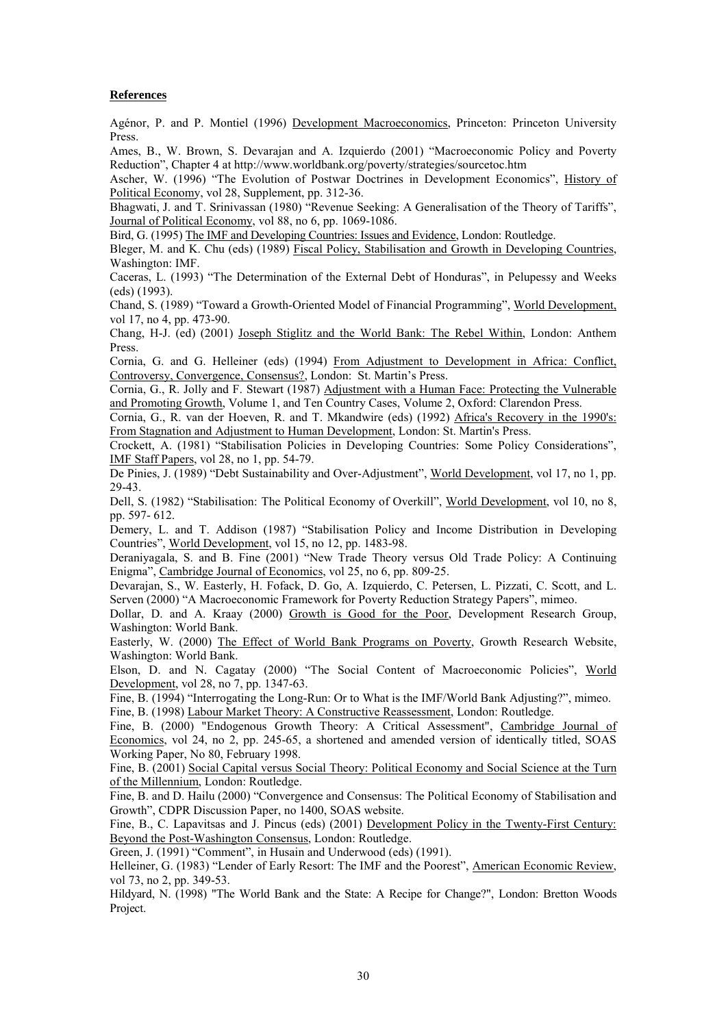**References**

Agénor, P. and P. Montiel (1996) Development Macroeconomics, Princeton: Princeton University Press.

Ames, B., W. Brown, S. Devarajan and A. Izquierdo (2001) "Macroeconomic Policy and Poverty Reduction", Chapter 4 at http://www.worldbank.org/poverty/strategies/sourcetoc.htm

Ascher, W. (1996) "The Evolution of Postwar Doctrines in Development Economics", History of Political Economy, vol 28, Supplement, pp. 312-36.

Bhagwati, J. and T. Srinivassan (1980) "Revenue Seeking: A Generalisation of the Theory of Tariffs", Journal of Political Economy, vol 88, no 6, pp. 1069-1086.

Bird, G. (1995) The IMF and Developing Countries: Issues and Evidence, London: Routledge.

Bleger, M. and K. Chu (eds) (1989) Fiscal Policy, Stabilisation and Growth in Developing Countries, Washington: IMF.

Caceras, L. (1993) "The Determination of the External Debt of Honduras", in Pelupessy and Weeks (eds) (1993).

Chand, S. (1989) "Toward a Growth-Oriented Model of Financial Programming", World Development, vol 17, no 4, pp. 473-90.

Chang, H-J. (ed) (2001) Joseph Stiglitz and the World Bank: The Rebel Within, London: Anthem Press.

Cornia, G. and G. Helleiner (eds) (1994) From Adjustment to Development in Africa: Conflict, Controversy, Convergence, Consensus?, London: St. Martin's Press.

Cornia, G., R. Jolly and F. Stewart (1987) Adjustment with a Human Face: Protecting the Vulnerable and Promoting Growth, Volume 1, and Ten Country Cases, Volume 2, Oxford: Clarendon Press.

Cornia, G., R. van der Hoeven, R. and T. Mkandwire (eds) (1992) Africa's Recovery in the 1990's: From Stagnation and Adjustment to Human Development, London: St. Martin's Press.

Crockett, A. (1981) "Stabilisation Policies in Developing Countries: Some Policy Considerations", IMF Staff Papers, vol 28, no 1, pp. 54-79.

De Pinies, J. (1989) "Debt Sustainability and Over-Adjustment", World Development, vol 17, no 1, pp. 29-43.

Dell, S. (1982) "Stabilisation: The Political Economy of Overkill", World Development, vol 10, no 8, pp. 597- 612.

Demery, L. and T. Addison (1987) "Stabilisation Policy and Income Distribution in Developing Countries", World Development, vol 15, no 12, pp. 1483-98.

Deraniyagala, S. and B. Fine (2001) "New Trade Theory versus Old Trade Policy: A Continuing Enigma", Cambridge Journal of Economics, vol 25, no 6, pp. 809-25.

Devarajan, S., W. Easterly, H. Fofack, D. Go, A. Izquierdo, C. Petersen, L. Pizzati, C. Scott, and L. Serven (2000) "A Macroeconomic Framework for Poverty Reduction Strategy Papers", mimeo.

Dollar, D. and A. Kraay (2000) Growth is Good for the Poor, Development Research Group, Washington: World Bank.

Easterly, W. (2000) The Effect of World Bank Programs on Poverty, Growth Research Website, Washington: World Bank.

Elson, D. and N. Cagatay (2000) "The Social Content of Macroeconomic Policies", World Development, vol 28, no 7, pp. 1347-63.

Fine, B. (1994) "Interrogating the Long-Run: Or to What is the IMF/World Bank Adjusting?", mimeo.

Fine, B. (1998) Labour Market Theory: A Constructive Reassessment, London: Routledge.

Fine, B. (2000) "Endogenous Growth Theory: A Critical Assessment", Cambridge Journal of Economics, vol 24, no 2, pp. 245-65, a shortened and amended version of identically titled, SOAS Working Paper, No 80, February 1998.

Fine, B. (2001) Social Capital versus Social Theory: Political Economy and Social Science at the Turn of the Millennium, London: Routledge.

Fine, B. and D. Hailu (2000) "Convergence and Consensus: The Political Economy of Stabilisation and Growth", CDPR Discussion Paper, no 1400, SOAS website.

Fine, B., C. Lapavitsas and J. Pincus (eds) (2001) Development Policy in the Twenty-First Century: Beyond the Post-Washington Consensus, London: Routledge.

Green, J. (1991) "Comment", in Husain and Underwood (eds) (1991).

Helleiner, G. (1983) "Lender of Early Resort: The IMF and the Poorest", American Economic Review, vol 73, no 2, pp. 349-53.

Hildyard, N. (1998) "The World Bank and the State: A Recipe for Change?", London: Bretton Woods Project.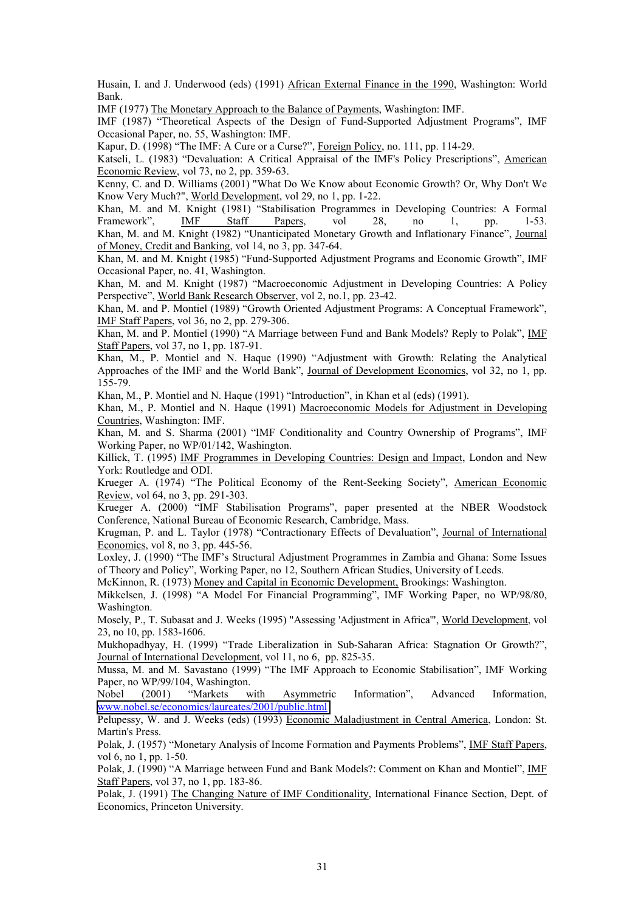Husain, I. and J. Underwood (eds) (1991) African External Finance in the 1990, Washington: World Bank.

IMF (1977) The Monetary Approach to the Balance of Payments, Washington: IMF.

IMF (1987) "Theoretical Aspects of the Design of Fund-Supported Adjustment Programs", IMF Occasional Paper, no. 55, Washington: IMF.

Kapur, D. (1998) "The IMF: A Cure or a Curse?", Foreign Policy, no. 111, pp. 114-29.

Katseli, L. (1983) "Devaluation: A Critical Appraisal of the IMF's Policy Prescriptions", American Economic Review, vol 73, no 2, pp. 359-63.

Kenny, C. and D. Williams (2001) "What Do We Know about Economic Growth? Or, Why Don't We Know Very Much?", World Development, vol 29, no 1, pp. 1-22.

Khan, M. and M. Knight (1981) "Stabilisation Programmes in Developing Countries: A Formal Framework", IMF Staff Papers, vol 28, no 1, pp. 1-53.

Khan, M. and M. Knight (1982) "Unanticipated Monetary Growth and Inflationary Finance", Journal of Money, Credit and Banking, vol 14, no 3, pp. 347-64.

Khan, M. and M. Knight (1985) "Fund-Supported Adjustment Programs and Economic Growth", IMF Occasional Paper, no. 41, Washington.

Khan, M. and M. Knight (1987) "Macroeconomic Adjustment in Developing Countries: A Policy Perspective", World Bank Research Observer, vol 2, no.1, pp. 23-42.

Khan, M. and P. Montiel (1989) "Growth Oriented Adjustment Programs: A Conceptual Framework", IMF Staff Papers, vol 36, no 2, pp. 279-306.

Khan, M. and P. Montiel (1990) "A Marriage between Fund and Bank Models? Reply to Polak", IMF Staff Papers, vol 37, no 1, pp. 187-91.

Khan, M., P. Montiel and N. Haque (1990) "Adjustment with Growth: Relating the Analytical Approaches of the IMF and the World Bank", Journal of Development Economics, vol 32, no 1, pp. 155-79.

Khan, M., P. Montiel and N. Haque (1991) "Introduction", in Khan et al (eds) (1991).

Khan, M., P. Montiel and N. Haque (1991) Macroeconomic Models for Adjustment in Developing Countries, Washington: IMF.

Khan, M. and S. Sharma (2001) "IMF Conditionality and Country Ownership of Programs", IMF Working Paper, no WP/01/142, Washington.

Killick, T. (1995) IMF Programmes in Developing Countries: Design and Impact, London and New York: Routledge and ODI.

Krueger A. (1974) "The Political Economy of the Rent-Seeking Society", American Economic Review, vol 64, no 3, pp. 291-303.

Krueger A. (2000) "IMF Stabilisation Programs", paper presented at the NBER Woodstock Conference, National Bureau of Economic Research, Cambridge, Mass.

Krugman, P. and L. Taylor (1978) "Contractionary Effects of Devaluation", Journal of International Economics, vol 8, no 3, pp. 445-56.

Loxley, J. (1990) "The IMF's Structural Adjustment Programmes in Zambia and Ghana: Some Issues of Theory and Policy", Working Paper, no 12, Southern African Studies, University of Leeds.

McKinnon, R. (1973) Money and Capital in Economic Development, Brookings: Washington.

Mikkelsen, J. (1998) "A Model For Financial Programming", IMF Working Paper, no WP/98/80, Washington.

Mosely, P., T. Subasat and J. Weeks (1995) "Assessing 'Adjustment in Africa'", World Development, vol 23, no 10, pp. 1583-1606.

Mukhopadhyay, H. (1999) "Trade Liberalization in Sub-Saharan Africa: Stagnation Or Growth?", Journal of International Development, vol 11, no 6, pp. 825-35.

Mussa, M. and M. Savastano (1999) "The IMF Approach to Economic Stabilisation", IMF Working Paper, no WP/99/104, Washington.

Nobel (2001) "Markets with Asymmetric Information", Advanced Information, www.nobel.se/economics/laureates/2001/public.html

Pelupessy, W. and J. Weeks (eds) (1993) Economic Maladjustment in Central America, London: St. Martin's Press.

Polak, J. (1957) "Monetary Analysis of Income Formation and Payments Problems", IMF Staff Papers, vol 6, no 1, pp. 1-50.

Polak, J. (1990) "A Marriage between Fund and Bank Models?: Comment on Khan and Montiel", IMF Staff Papers, vol 37, no 1, pp. 183-86.

Polak, J. (1991) The Changing Nature of IMF Conditionality, International Finance Section, Dept. of Economics, Princeton University.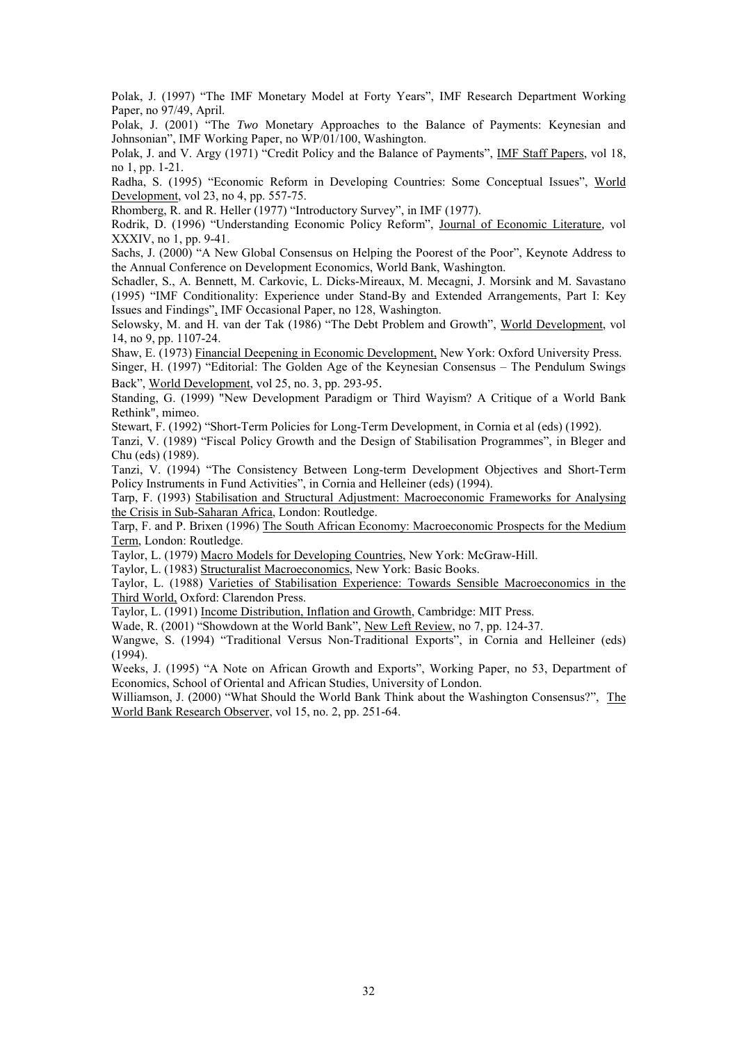Polak, J. (1997) "The IMF Monetary Model at Forty Years", IMF Research Department Working Paper, no 97/49, April.

Polak, J. (2001) "The *Two* Monetary Approaches to the Balance of Payments: Keynesian and Johnsonian", IMF Working Paper, no WP/01/100, Washington.

Polak, J. and V. Argy (1971) "Credit Policy and the Balance of Payments", IMF Staff Papers, vol 18, no 1, pp. 1-21.

Radha, S. (1995) "Economic Reform in Developing Countries: Some Conceptual Issues", World Development, vol 23, no 4, pp. 557-75.

Rhomberg, R. and R. Heller (1977) "Introductory Survey", in IMF (1977).

Rodrik, D. (1996) "Understanding Economic Policy Reform", Journal of Economic Literature, vol XXXIV, no 1, pp. 9-41.

Sachs, J. (2000) "A New Global Consensus on Helping the Poorest of the Poor", Keynote Address to the Annual Conference on Development Economics, World Bank, Washington.

Schadler, S., A. Bennett, M. Carkovic, L. Dicks-Mireaux, M. Mecagni, J. Morsink and M. Savastano (1995) "IMF Conditionality: Experience under Stand-By and Extended Arrangements, Part I: Key Issues and Findings", IMF Occasional Paper, no 128, Washington.

Selowsky, M. and H. van der Tak (1986) "The Debt Problem and Growth", World Development, vol 14, no 9, pp. 1107-24.

Shaw, E. (1973) Financial Deepening in Economic Development, New York: Oxford University Press.

Singer, H. (1997) "Editorial: The Golden Age of the Keynesian Consensus – The Pendulum Swings Back", World Development, vol 25, no. 3, pp. 293-95.

Standing, G. (1999) "New Development Paradigm or Third Wayism? A Critique of a World Bank Rethink", mimeo.

Stewart, F. (1992) "Short-Term Policies for Long-Term Development, in Cornia et al (eds) (1992).

Tanzi, V. (1989) "Fiscal Policy Growth and the Design of Stabilisation Programmes", in Bleger and Chu (eds) (1989).

Tanzi, V. (1994) "The Consistency Between Long-term Development Objectives and Short-Term Policy Instruments in Fund Activities", in Cornia and Helleiner (eds) (1994).

Tarp, F. (1993) Stabilisation and Structural Adjustment: Macroeconomic Frameworks for Analysing the Crisis in Sub-Saharan Africa, London: Routledge.

Tarp, F. and P. Brixen (1996) The South African Economy: Macroeconomic Prospects for the Medium Term, London: Routledge.

Taylor, L. (1979) Macro Models for Developing Countries, New York: McGraw-Hill.

Taylor, L. (1983) Structuralist Macroeconomics, New York: Basic Books.

Taylor, L. (1988) Varieties of Stabilisation Experience: Towards Sensible Macroeconomics in the Third World, Oxford: Clarendon Press.

Taylor, L. (1991) Income Distribution, Inflation and Growth, Cambridge: MIT Press.

Wade, R. (2001) "Showdown at the World Bank", New Left Review, no 7, pp. 124-37.

Wangwe, S. (1994) "Traditional Versus Non-Traditional Exports", in Cornia and Helleiner (eds) (1994).

Weeks, J. (1995) "A Note on African Growth and Exports", Working Paper, no 53, Department of Economics, School of Oriental and African Studies, University of London.

Williamson, J. (2000) "What Should the World Bank Think about the Washington Consensus?", The World Bank Research Observer, vol 15, no. 2, pp. 251-64.